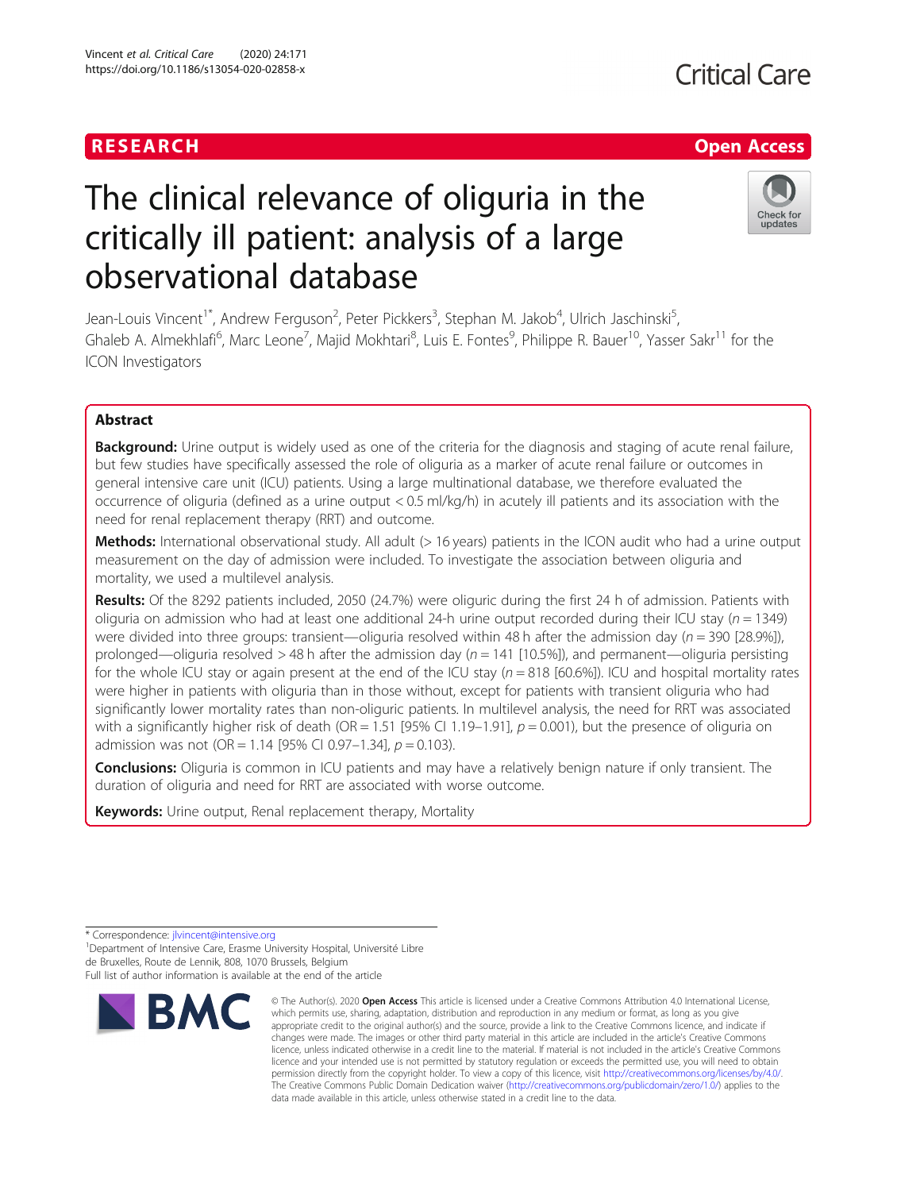RESEARCH

Open Access

# The clinical relevance of oliguria in the critically ill patient: analysis of a large observational database

Jean-Louis Vincent[1*], Andrew Ferguson[2], Peter Pickkers[3], Stephan M. Jakob[4], Ulrich Jaschinski[5], Ghaleb A. Almekhlafi[6], Marc Leone[7], Majid Mokhtari[8], Luis E. Fontes[9], Philippe R. Bauer[10], Yasser Sakr[11] for the ICON Investigators

## Abstract

**Background:** Urine output is widely used as one of the criteria for the diagnosis and staging of acute renal failure, but few studies have specifically assessed the role of oliguria as a marker of acute renal failure or outcomes in general intensive care unit (ICU) patients. Using a large multinational database, we therefore evaluated the occurrence of oliguria (defined as a urine output < 0.5 ml/kg/h) in acutely ill patients and its association with the need for renal replacement therapy (RRT) and outcome.

**Methods:** International observational study. All adult (> 16 years) patients in the ICON audit who had a urine output measurement on the day of admission were included. To investigate the association between oliguria and mortality, we used a multilevel analysis.

**Results:** Of the 8292 patients included, 2050 (24.7%) were oliguric during the first 24 h of admission. Patients with oliguria on admission who had at least one additional 24-h urine output recorded during their ICU stay ($n = 1349$) were divided into three groups: transient—oliguria resolved within 48 h after the admission day ($n = 390$ [28.9%]), prolonged—oliguria resolved > 48 h after the admission day ($n = 141$ [10.5%]), and permanent—oliguria persisting for the whole ICU stay or again present at the end of the ICU stay ($n = 818$ [60.6%]). ICU and hospital mortality rates were higher in patients with oliguria than in those without, except for patients with transient oliguria who had significantly lower mortality rates than non-oliguric patients. In multilevel analysis, the need for RRT was associated with a significantly higher risk of death (OR = 1.51 [95% CI 1.19–1.91], $p = 0.001$), but the presence of oliguria on admission was not (OR = 1.14 [95% CI 0.97–1.34], $p = 0.103$).

**Conclusions:** Oliguria is common in ICU patients and may have a relatively benign nature if only transient. The duration of oliguria and need for RRT are associated with worse outcome.

**Keywords:** Urine output, Renal replacement therapy, Mortality

\* Correspondence: jlvincent@intensive.org

[1]Department of Intensive Care, Erasme University Hospital, Université Libre de Bruxelles, Route de Lennik, 808, 1070 Brussels, Belgium

Full list of author information is available at the end of the article

© The Author(s). 2020 **Open Access** This article is licensed under a Creative Commons Attribution 4.0 International License, which permits use, sharing, adaptation, distribution and reproduction in any medium or format, as long as you give appropriate credit to the original author(s) and the source, provide a link to the Creative Commons licence, and indicate if changes were made. The images or other third party material in this article are included in the article's Creative Commons licence, unless indicated otherwise in a credit line to the material. If material is not included in the article's Creative Commons licence and your intended use is not permitted by statutory regulation or exceeds the permitted use, you will need to obtain permission directly from the copyright holder. To view a copy of this licence, visit http://creativecommons.org/licenses/by/4.0/. The Creative Commons Public Domain Dedication waiver (http://creativecommons.org/publicdomain/zero/1.0/) applies to the data made available in this article, unless otherwise stated in a credit line to the data.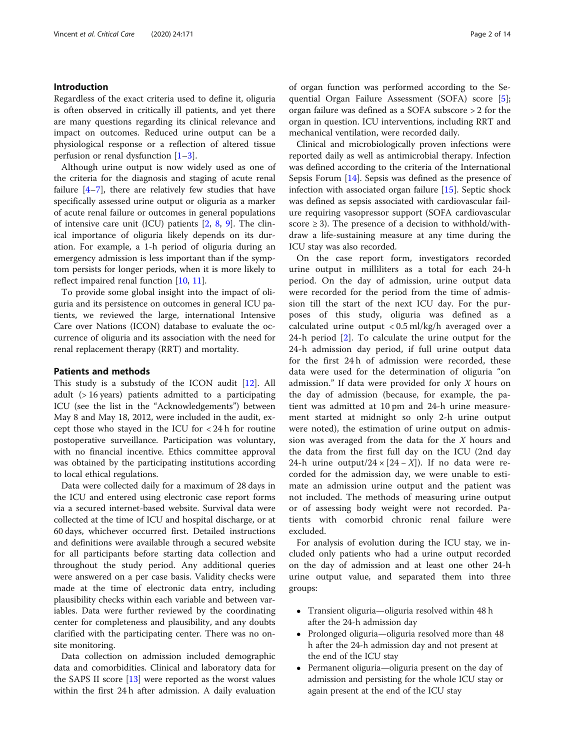## Introduction

Regardless of the exact criteria used to define it, oliguria is often observed in critically ill patients, and yet there are many questions regarding its clinical relevance and impact on outcomes. Reduced urine output can be a physiological response or a reflection of altered tissue perfusion or renal dysfunction [1–3].

Although urine output is now widely used as one of the criteria for the diagnosis and staging of acute renal failure [4–7], there are relatively few studies that have specifically assessed urine output or oliguria as a marker of acute renal failure or outcomes in general populations of intensive care unit (ICU) patients [2, 8, 9]. The clinical importance of oliguria likely depends on its duration. For example, a 1-h period of oliguria during an emergency admission is less important than if the symptom persists for longer periods, when it is more likely to reflect impaired renal function [10, 11].

To provide some global insight into the impact of oliguria and its persistence on outcomes in general ICU patients, we reviewed the large, international Intensive Care over Nations (ICON) database to evaluate the occurrence of oliguria and its association with the need for renal replacement therapy (RRT) and mortality.

## Patients and methods

This study is a substudy of the ICON audit [12]. All adult (> 16 years) patients admitted to a participating ICU (see the list in the "Acknowledgements") between May 8 and May 18, 2012, were included in the audit, except those who stayed in the ICU for < 24 h for routine postoperative surveillance. Participation was voluntary, with no financial incentive. Ethics committee approval was obtained by the participating institutions according to local ethical regulations.

Data were collected daily for a maximum of 28 days in the ICU and entered using electronic case report forms via a secured internet-based website. Survival data were collected at the time of ICU and hospital discharge, or at 60 days, whichever occurred first. Detailed instructions and definitions were available through a secured website for all participants before starting data collection and throughout the study period. Any additional queries were answered on a per case basis. Validity checks were made at the time of electronic data entry, including plausibility checks within each variable and between variables. Data were further reviewed by the coordinating center for completeness and plausibility, and any doubts clarified with the participating center. There was no on-site monitoring.

Data collection on admission included demographic data and comorbidities. Clinical and laboratory data for the SAPS II score [13] were reported as the worst values within the first 24 h after admission. A daily evaluation of organ function was performed according to the Sequential Organ Failure Assessment (SOFA) score [5]; organ failure was defined as a SOFA subscore > 2 for the organ in question. ICU interventions, including RRT and mechanical ventilation, were recorded daily.

Clinical and microbiologically proven infections were reported daily as well as antimicrobial therapy. Infection was defined according to the criteria of the International Sepsis Forum [14]. Sepsis was defined as the presence of infection with associated organ failure [15]. Septic shock was defined as sepsis associated with cardiovascular failure requiring vasopressor support (SOFA cardiovascular score ≥ 3). The presence of a decision to withhold/withdraw a life-sustaining measure at any time during the ICU stay was also recorded.

On the case report form, investigators recorded urine output in milliliters as a total for each 24-h period. On the day of admission, urine output data were recorded for the period from the time of admission till the start of the next ICU day. For the purposes of this study, oliguria was defined as a calculated urine output < 0.5 ml/kg/h averaged over a 24-h period [2]. To calculate the urine output for the 24-h admission day period, if full urine output data for the first 24 h of admission were recorded, these data were used for the determination of oliguria "on admission." If data were provided for only $X$ hours on the day of admission (because, for example, the patient was admitted at 10 pm and 24-h urine measurement started at midnight so only 2-h urine output were noted), the estimation of urine output on admission was averaged from the data for the $X$ hours and the data from the first full day on the ICU (2nd day 24-h urine output/$24 \times [24 - X]$). If no data were recorded for the admission day, we were unable to estimate an admission urine output and the patient was not included. The methods of measuring urine output or of assessing body weight were not recorded. Patients with comorbid chronic renal failure were excluded.

For analysis of evolution during the ICU stay, we included only patients who had a urine output recorded on the day of admission and at least one other 24-h urine output value, and separated them into three groups:

- Transient oliguria—oliguria resolved within 48 h after the 24-h admission day
- Prolonged oliguria—oliguria resolved more than 48 h after the 24-h admission day and not present at the end of the ICU stay
- Permanent oliguria—oliguria present on the day of admission and persisting for the whole ICU stay or again present at the end of the ICU stay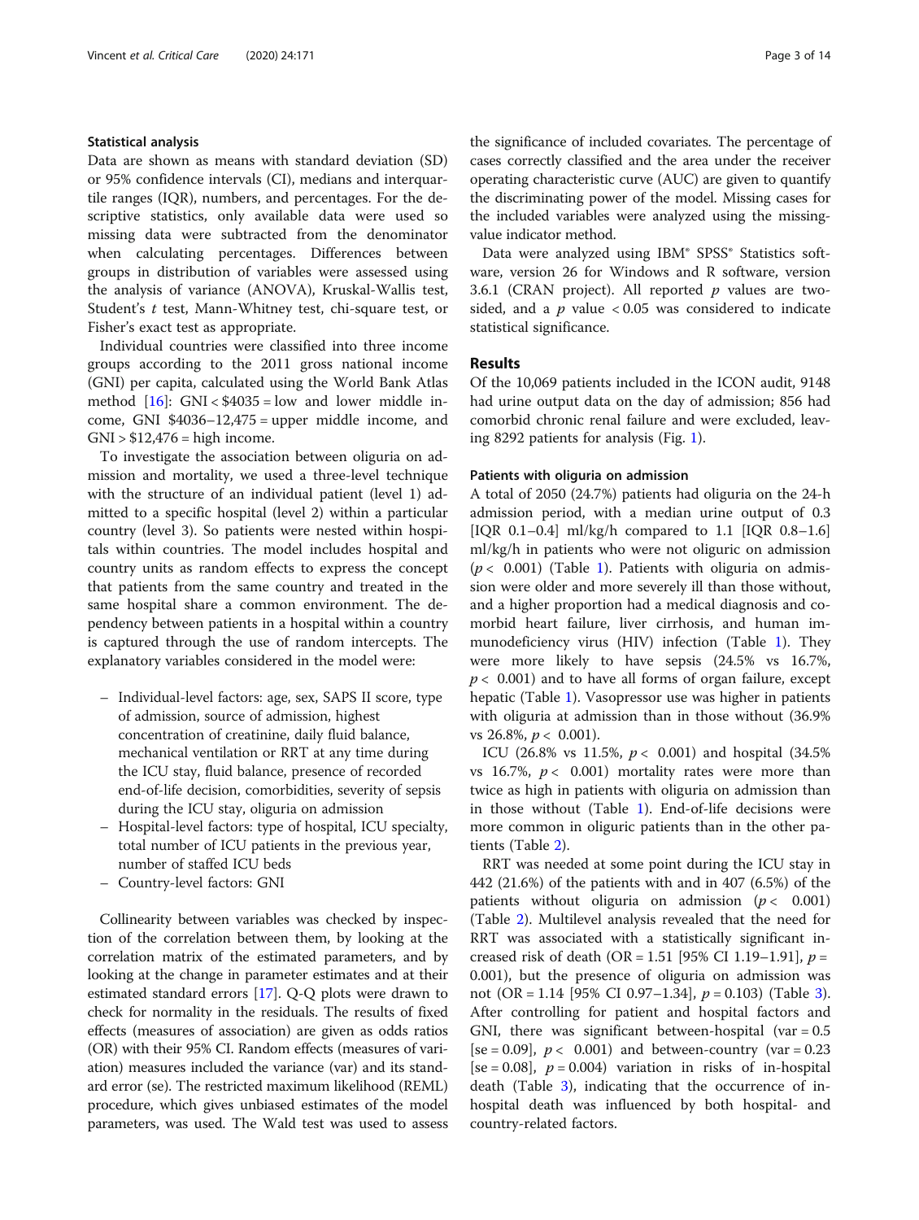### Statistical analysis

Data are shown as means with standard deviation (SD) or 95% confidence intervals (CI), medians and interquartile ranges (IQR), numbers, and percentages. For the descriptive statistics, only available data were used so missing data were subtracted from the denominator when calculating percentages. Differences between groups in distribution of variables were assessed using the analysis of variance (ANOVA), Kruskal-Wallis test, Student's $t$ test, Mann-Whitney test, chi-square test, or Fisher's exact test as appropriate.

Individual countries were classified into three income groups according to the 2011 gross national income (GNI) per capita, calculated using the World Bank Atlas method [16]: GNI < $4035 = low and lower middle income, GNI $4036–12,475 = upper middle income, and GNI > $12,476 = high income.

To investigate the association between oliguria on admission and mortality, we used a three-level technique with the structure of an individual patient (level 1) admitted to a specific hospital (level 2) within a particular country (level 3). So patients were nested within hospitals within countries. The model includes hospital and country units as random effects to express the concept that patients from the same country and treated in the same hospital share a common environment. The dependency between patients in a hospital within a country is captured through the use of random intercepts. The explanatory variables considered in the model were:

- Individual-level factors: age, sex, SAPS II score, type of admission, source of admission, highest concentration of creatinine, daily fluid balance, mechanical ventilation or RRT at any time during the ICU stay, fluid balance, presence of recorded end-of-life decision, comorbidities, severity of sepsis during the ICU stay, oliguria on admission
- Hospital-level factors: type of hospital, ICU specialty, total number of ICU patients in the previous year, number of staffed ICU beds
- Country-level factors: GNI

Collinearity between variables was checked by inspection of the correlation between them, by looking at the correlation matrix of the estimated parameters, and by looking at the change in parameter estimates and at their estimated standard errors [17]. Q-Q plots were drawn to check for normality in the residuals. The results of fixed effects (measures of association) are given as odds ratios (OR) with their 95% CI. Random effects (measures of variation) measures included the variance (var) and its standard error (se). The restricted maximum likelihood (REML) procedure, which gives unbiased estimates of the model parameters, was used. The Wald test was used to assess the significance of included covariates. The percentage of cases correctly classified and the area under the receiver operating characteristic curve (AUC) are given to quantify the discriminating power of the model. Missing cases for the included variables were analyzed using the missing-value indicator method.

Data were analyzed using IBM® SPSS® Statistics software, version 26 for Windows and R software, version 3.6.1 (CRAN project). All reported $p$ values are two-sided, and a $p$ value $< 0.05$ was considered to indicate statistical significance.

## Results

Of the 10,069 patients included in the ICON audit, 9148 had urine output data on the day of admission; 856 had comorbid chronic renal failure and were excluded, leaving 8292 patients for analysis (Fig. 1).

### Patients with oliguria on admission

A total of 2050 (24.7%) patients had oliguria on the 24-h admission period, with a median urine output of 0.3 [IQR 0.1–0.4] ml/kg/h compared to 1.1 [IQR 0.8–1.6] ml/kg/h in patients who were not oliguric on admission ($p < 0.001$) (Table 1). Patients with oliguria on admission were older and more severely ill than those without, and a higher proportion had a medical diagnosis and comorbid heart failure, liver cirrhosis, and human immunodeficiency virus (HIV) infection (Table 1). They were more likely to have sepsis (24.5% vs 16.7%, $p < 0.001$) and to have all forms of organ failure, except hepatic (Table 1). Vasopressor use was higher in patients with oliguria at admission than in those without (36.9% vs 26.8%, $p < 0.001$).

ICU (26.8% vs 11.5%, $p < 0.001$) and hospital (34.5% vs 16.7%, $p < 0.001$) mortality rates were more than twice as high in patients with oliguria on admission than in those without (Table 1). End-of-life decisions were more common in oliguric patients than in the other patients (Table 2).

RRT was needed at some point during the ICU stay in 442 (21.6%) of the patients with and in 407 (6.5%) of the patients without oliguria on admission ($p < 0.001$) (Table 2). Multilevel analysis revealed that the need for RRT was associated with a statistically significant increased risk of death (OR = 1.51 [95% CI 1.19–1.91], $p$ = 0.001), but the presence of oliguria on admission was not (OR = 1.14 [95% CI 0.97–1.34], $p$ = 0.103) (Table 3). After controlling for patient and hospital factors and GNI, there was significant between-hospital (var = 0.5 [se = 0.09], $p < 0.001$) and between-country (var = 0.23 [se = 0.08], $p$ = 0.004) variation in risks of in-hospital death (Table 3), indicating that the occurrence of in-hospital death was influenced by both hospital- and country-related factors.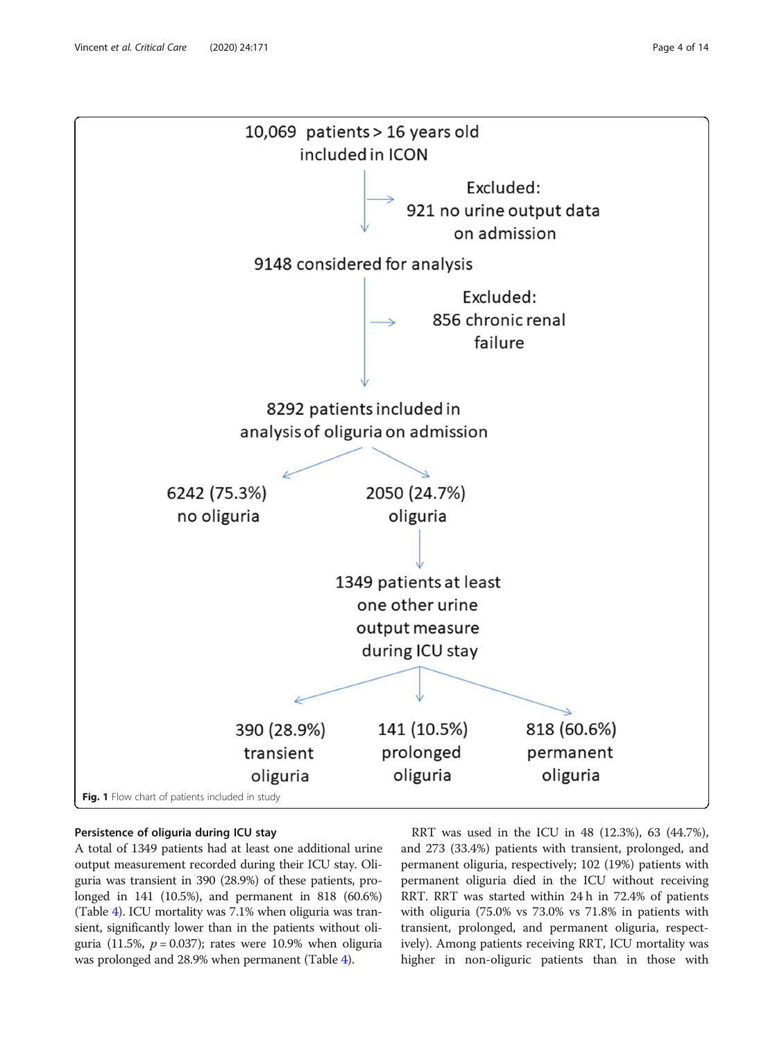10,069 patients > 16 years old included in ICON

Excluded: 921 no urine output data on admission

9148 considered for analysis

Excluded: 856 chronic renal failure

8292 patients included in analysis of oliguria on admission

6242 (75.3%) no oliguria

2050 (24.7%) oliguria

1349 patients at least one other urine output measure during ICU stay

390 (28.9%) transient oliguria

141 (10.5%) prolonged oliguria

818 (60.6%) permanent oliguria

**Fig. 1** Flow chart of patients included in study

### Persistence of oliguria during ICU stay

A total of 1349 patients had at least one additional urine output measurement recorded during their ICU stay. Oliguria was transient in 390 (28.9%) of these patients, prolonged in 141 (10.5%), and permanent in 818 (60.6%) (Table 4). ICU mortality was 7.1% when oliguria was transient, significantly lower than in the patients without oliguria (11.5%, $p = 0.037$); rates were 10.9% when oliguria was prolonged and 28.9% when permanent (Table 4).

RRT was used in the ICU in 48 (12.3%), 63 (44.7%), and 273 (33.4%) patients with transient, prolonged, and permanent oliguria, respectively; 102 (19%) patients with permanent oliguria died in the ICU without receiving RRT. RRT was started within 24 h in 72.4% of patients with oliguria (75.0% vs 73.0% vs 71.8% in patients with transient, prolonged, and permanent oliguria, respectively). Among patients receiving RRT, ICU mortality was higher in non-oliguric patients than in those with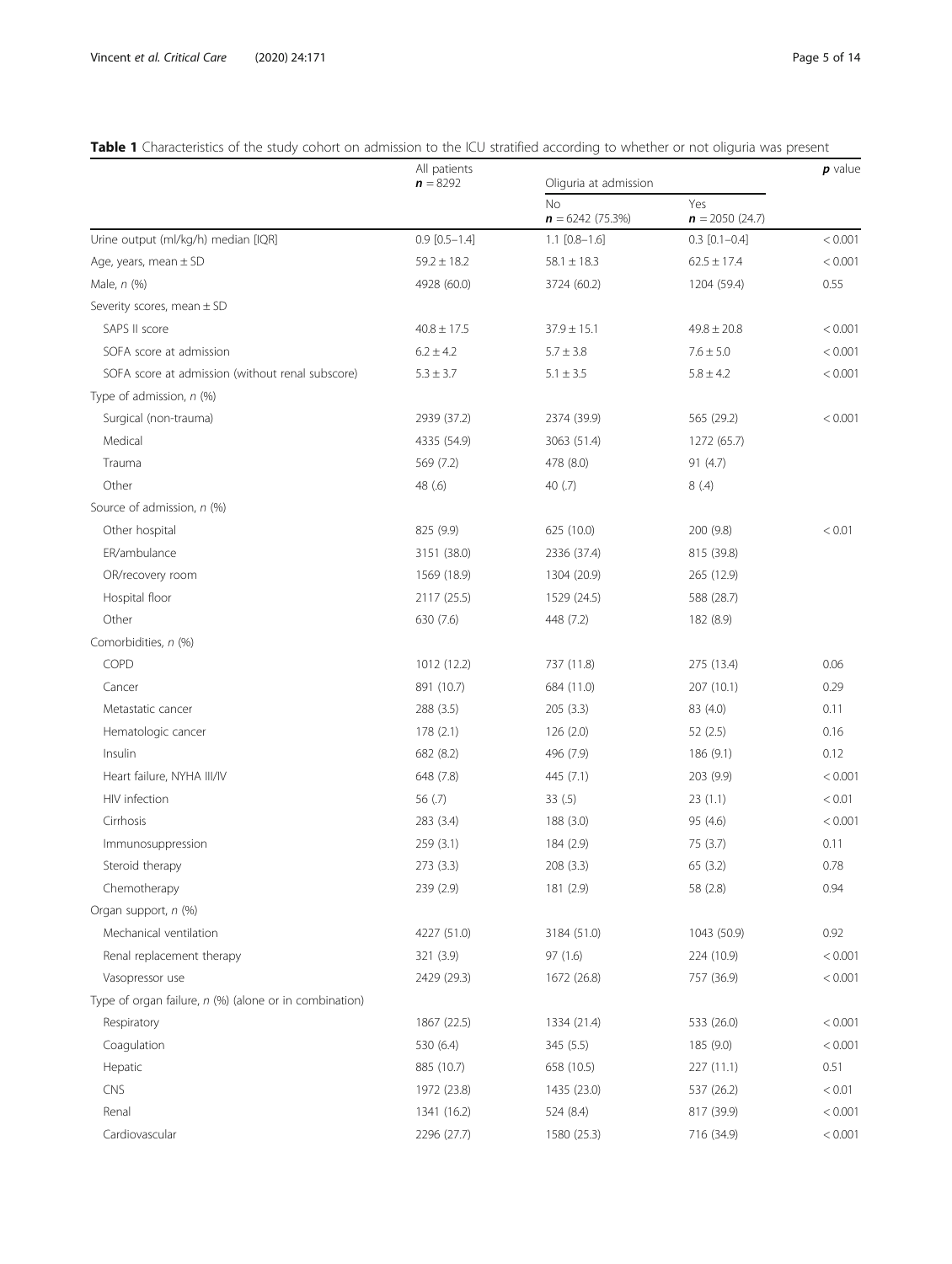**Table 1** Characteristics of the study cohort on admission to the ICU stratified according to whether or not oliguria was present

| | All patients **n** = 8292 | Oliguria at admission | | **p** value |
|---|---|---|---|---|
| | | No **n** = 6242 (75.3%) | Yes **n** = 2050 (24.7) | |
| Urine output (ml/kg/h) median [IQR] | 0.9 [0.5–1.4] | 1.1 [0.8–1.6] | 0.3 [0.1–0.4] | < 0.001 |
| Age, years, mean ± SD | 59.2 ± 18.2 | 58.1 ± 18.3 | 62.5 ± 17.4 | < 0.001 |
| Male, *n* (%) | 4928 (60.0) | 3724 (60.2) | 1204 (59.4) | 0.55 |
| Severity scores, mean ± SD | | | | |
| SAPS II score | 40.8 ± 17.5 | 37.9 ± 15.1 | 49.8 ± 20.8 | < 0.001 |
| SOFA score at admission | 6.2 ± 4.2 | 5.7 ± 3.8 | 7.6 ± 5.0 | < 0.001 |
| SOFA score at admission (without renal subscore) | 5.3 ± 3.7 | 5.1 ± 3.5 | 5.8 ± 4.2 | < 0.001 |
| Type of admission, *n* (%) | | | | |
| Surgical (non-trauma) | 2939 (37.2) | 2374 (39.9) | 565 (29.2) | < 0.001 |
| Medical | 4335 (54.9) | 3063 (51.4) | 1272 (65.7) | |
| Trauma | 569 (7.2) | 478 (8.0) | 91 (4.7) | |
| Other | 48 (.6) | 40 (.7) | 8 (.4) | |
| Source of admission, *n* (%) | | | | |
| Other hospital | 825 (9.9) | 625 (10.0) | 200 (9.8) | < 0.01 |
| ER/ambulance | 3151 (38.0) | 2336 (37.4) | 815 (39.8) | |
| OR/recovery room | 1569 (18.9) | 1304 (20.9) | 265 (12.9) | |
| Hospital floor | 2117 (25.5) | 1529 (24.5) | 588 (28.7) | |
| Other | 630 (7.6) | 448 (7.2) | 182 (8.9) | |
| Comorbidities, *n* (%) | | | | |
| COPD | 1012 (12.2) | 737 (11.8) | 275 (13.4) | 0.06 |
| Cancer | 891 (10.7) | 684 (11.0) | 207 (10.1) | 0.29 |
| Metastatic cancer | 288 (3.5) | 205 (3.3) | 83 (4.0) | 0.11 |
| Hematologic cancer | 178 (2.1) | 126 (2.0) | 52 (2.5) | 0.16 |
| Insulin | 682 (8.2) | 496 (7.9) | 186 (9.1) | 0.12 |
| Heart failure, NYHA III/IV | 648 (7.8) | 445 (7.1) | 203 (9.9) | < 0.001 |
| HIV infection | 56 (.7) | 33 (.5) | 23 (1.1) | < 0.01 |
| Cirrhosis | 283 (3.4) | 188 (3.0) | 95 (4.6) | < 0.001 |
| Immunosuppression | 259 (3.1) | 184 (2.9) | 75 (3.7) | 0.11 |
| Steroid therapy | 273 (3.3) | 208 (3.3) | 65 (3.2) | 0.78 |
| Chemotherapy | 239 (2.9) | 181 (2.9) | 58 (2.8) | 0.94 |
| Organ support, *n* (%) | | | | |
| Mechanical ventilation | 4227 (51.0) | 3184 (51.0) | 1043 (50.9) | 0.92 |
| Renal replacement therapy | 321 (3.9) | 97 (1.6) | 224 (10.9) | < 0.001 |
| Vasopressor use | 2429 (29.3) | 1672 (26.8) | 757 (36.9) | < 0.001 |
| Type of organ failure, *n* (%) (alone or in combination) | | | | |
| Respiratory | 1867 (22.5) | 1334 (21.4) | 533 (26.0) | < 0.001 |
| Coagulation | 530 (6.4) | 345 (5.5) | 185 (9.0) | < 0.001 |
| Hepatic | 885 (10.7) | 658 (10.5) | 227 (11.1) | 0.51 |
| CNS | 1972 (23.8) | 1435 (23.0) | 537 (26.2) | < 0.01 |
| Renal | 1341 (16.2) | 524 (8.4) | 817 (39.9) | < 0.001 |
| Cardiovascular | 2296 (27.7) | 1580 (25.3) | 716 (34.9) | < 0.001 |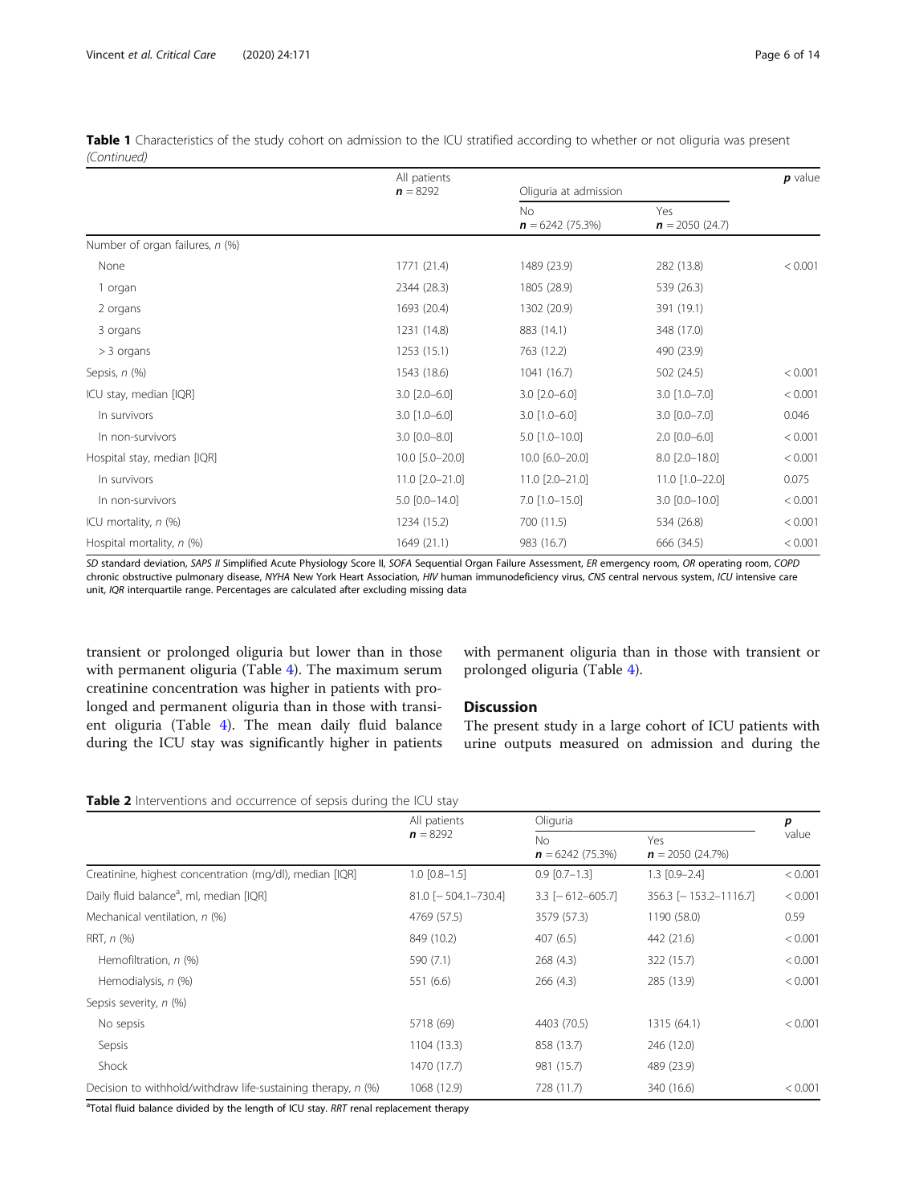**Table 1** Characteristics of the study cohort on admission to the ICU stratified according to whether or not oliguria was present *(Continued)*

| | All patients $n = 8292$ | Oliguria at admission | | $p$ value |
|---|---|---|---|---|
| | | No $n = 6242$ (75.3%) | Yes $n = 2050$ (24.7) | |
| Number of organ failures, *n* (%) | | | | |
| None | 1771 (21.4) | 1489 (23.9) | 282 (13.8) | < 0.001 |
| 1 organ | 2344 (28.3) | 1805 (28.9) | 539 (26.3) | |
| 2 organs | 1693 (20.4) | 1302 (20.9) | 391 (19.1) | |
| 3 organs | 1231 (14.8) | 883 (14.1) | 348 (17.0) | |
| > 3 organs | 1253 (15.1) | 763 (12.2) | 490 (23.9) | |
| Sepsis, *n* (%) | 1543 (18.6) | 1041 (16.7) | 502 (24.5) | < 0.001 |
| ICU stay, median [IQR] | 3.0 [2.0–6.0] | 3.0 [2.0–6.0] | 3.0 [1.0–7.0] | < 0.001 |
| In survivors | 3.0 [1.0–6.0] | 3.0 [1.0–6.0] | 3.0 [0.0–7.0] | 0.046 |
| In non-survivors | 3.0 [0.0–8.0] | 5.0 [1.0–10.0] | 2.0 [0.0–6.0] | < 0.001 |
| Hospital stay, median [IQR] | 10.0 [5.0–20.0] | 10.0 [6.0–20.0] | 8.0 [2.0–18.0] | < 0.001 |
| In survivors | 11.0 [2.0–21.0] | 11.0 [2.0–21.0] | 11.0 [1.0–22.0] | 0.075 |
| In non-survivors | 5.0 [0.0–14.0] | 7.0 [1.0–15.0] | 3.0 [0.0–10.0] | < 0.001 |
| ICU mortality, *n* (%) | 1234 (15.2) | 700 (11.5) | 534 (26.8) | < 0.001 |
| Hospital mortality, *n* (%) | 1649 (21.1) | 983 (16.7) | 666 (34.5) | < 0.001 |

*SD* standard deviation, *SAPS II* Simplified Acute Physiology Score II, *SOFA* Sequential Organ Failure Assessment, *ER* emergency room, *OR* operating room, *COPD* chronic obstructive pulmonary disease, *NYHA* New York Heart Association, *HIV* human immunodeficiency virus, *CNS* central nervous system, *ICU* intensive care unit, *IQR* interquartile range. Percentages are calculated after excluding missing data

transient or prolonged oliguria but lower than in those with permanent oliguria (Table 4). The maximum serum creatinine concentration was higher in patients with prolonged and permanent oliguria than in those with transient oliguria (Table 4). The mean daily fluid balance during the ICU stay was significantly higher in patients with permanent oliguria than in those with transient or prolonged oliguria (Table 4).

## Discussion

The present study in a large cohort of ICU patients with urine outputs measured on admission and during the

**Table 2** Interventions and occurrence of sepsis during the ICU stay

| | All patients $n = 8292$ | Oliguria | | $p$ value |
|---|---|---|---|---|
| | | No $n = 6242$ (75.3%) | Yes $n = 2050$ (24.7%) | |
| Creatinine, highest concentration (mg/dl), median [IQR] | 1.0 [0.8–1.5] | 0.9 [0.7–1.3] | 1.3 [0.9–2.4] | < 0.001 |
| Daily fluid balance[a], ml, median [IQR] | 81.0 [− 504.1–730.4] | 3.3 [− 612–605.7] | 356.3 [− 153.2–1116.7] | < 0.001 |
| Mechanical ventilation, *n* (%) | 4769 (57.5) | 3579 (57.3) | 1190 (58.0) | 0.59 |
| RRT, *n* (%) | 849 (10.2) | 407 (6.5) | 442 (21.6) | < 0.001 |
| Hemofiltration, *n* (%) | 590 (7.1) | 268 (4.3) | 322 (15.7) | < 0.001 |
| Hemodialysis, *n* (%) | 551 (6.6) | 266 (4.3) | 285 (13.9) | < 0.001 |
| Sepsis severity, *n* (%) | | | | |
| No sepsis | 5718 (69) | 4403 (70.5) | 1315 (64.1) | < 0.001 |
| Sepsis | 1104 (13.3) | 858 (13.7) | 246 (12.0) | |
| Shock | 1470 (17.7) | 981 (15.7) | 489 (23.9) | |
| Decision to withhold/withdraw life-sustaining therapy, *n* (%) | 1068 (12.9) | 728 (11.7) | 340 (16.6) | < 0.001 |

[a]Total fluid balance divided by the length of ICU stay. *RRT* renal replacement therapy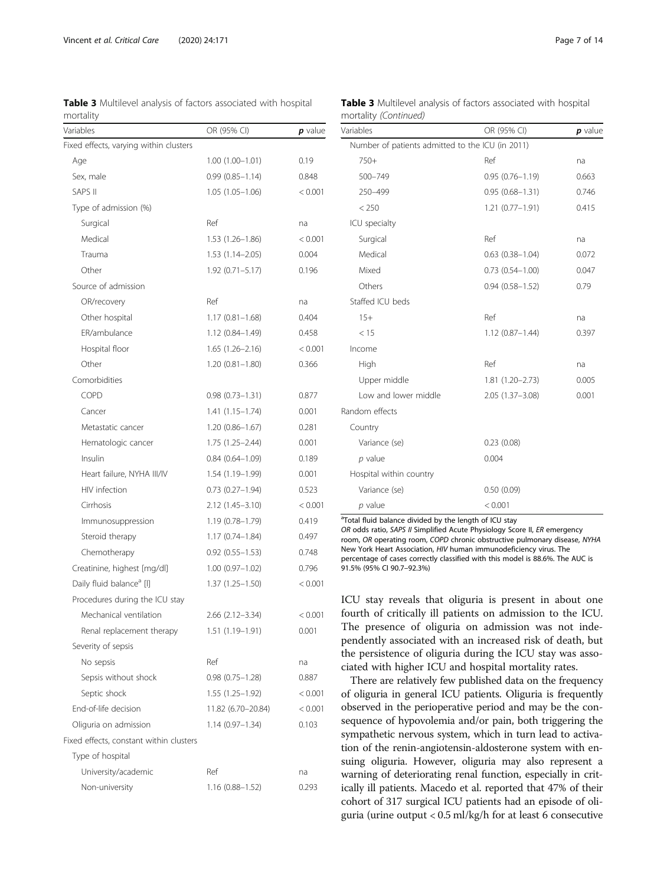**Table 3** Multilevel analysis of factors associated with hospital mortality

| Variables | OR (95% CI) | *p* value |
|---|---|---|
| Fixed effects, varying within clusters | | |
| Age | 1.00 (1.00–1.01) | 0.19 |
| Sex, male | 0.99 (0.85–1.14) | 0.848 |
| SAPS II | 1.05 (1.05–1.06) | < 0.001 |
| Type of admission (%) | | |
| Surgical | Ref | na |
| Medical | 1.53 (1.26–1.86) | < 0.001 |
| Trauma | 1.53 (1.14–2.05) | 0.004 |
| Other | 1.92 (0.71–5.17) | 0.196 |
| Source of admission | | |
| OR/recovery | Ref | na |
| Other hospital | 1.17 (0.81–1.68) | 0.404 |
| ER/ambulance | 1.12 (0.84–1.49) | 0.458 |
| Hospital floor | 1.65 (1.26–2.16) | < 0.001 |
| Other | 1.20 (0.81–1.80) | 0.366 |
| Comorbidities | | |
| COPD | 0.98 (0.73–1.31) | 0.877 |
| Cancer | 1.41 (1.15–1.74) | 0.001 |
| Metastatic cancer | 1.20 (0.86–1.67) | 0.281 |
| Hematologic cancer | 1.75 (1.25–2.44) | 0.001 |
| Insulin | 0.84 (0.64–1.09) | 0.189 |
| Heart failure, NYHA III/IV | 1.54 (1.19–1.99) | 0.001 |
| HIV infection | 0.73 (0.27–1.94) | 0.523 |
| Cirrhosis | 2.12 (1.45–3.10) | < 0.001 |
| Immunosuppression | 1.19 (0.78–1.79) | 0.419 |
| Steroid therapy | 1.17 (0.74–1.84) | 0.497 |
| Chemotherapy | 0.92 (0.55–1.53) | 0.748 |
| Creatinine, highest [mg/dl] | 1.00 (0.97–1.02) | 0.796 |
| Daily fluid balance[a] [l] | 1.37 (1.25–1.50) | < 0.001 |
| Procedures during the ICU stay | | |
| Mechanical ventilation | 2.66 (2.12–3.34) | < 0.001 |
| Renal replacement therapy | 1.51 (1.19–1.91) | 0.001 |
| Severity of sepsis | | |
| No sepsis | Ref | na |
| Sepsis without shock | 0.98 (0.75–1.28) | 0.887 |
| Septic shock | 1.55 (1.25–1.92) | < 0.001 |
| End-of-life decision | 11.82 (6.70–20.84) | < 0.001 |
| Oliguria on admission | 1.14 (0.97–1.34) | 0.103 |
| Fixed effects, constant within clusters | | |
| Type of hospital | | |
| University/academic | Ref | na |
| Non-university | 1.16 (0.88–1.52) | 0.293 |
| Number of patients admitted to the ICU (in 2011) | | |
| 750+ | Ref | na |
| 500–749 | 0.95 (0.76–1.19) | 0.663 |
| 250–499 | 0.95 (0.68–1.31) | 0.746 |
| < 250 | 1.21 (0.77–1.91) | 0.415 |
| ICU specialty | | |
| Surgical | Ref | na |
| Medical | 0.63 (0.38–1.04) | 0.072 |
| Mixed | 0.73 (0.54–1.00) | 0.047 |
| Others | 0.94 (0.58–1.52) | 0.79 |
| Staffed ICU beds | | |
| 15+ | Ref | na |
| < 15 | 1.12 (0.87–1.44) | 0.397 |
| Income | | |
| High | Ref | na |
| Upper middle | 1.81 (1.20–2.73) | 0.005 |
| Low and lower middle | 2.05 (1.37–3.08) | 0.001 |
| Random effects | | |
| Country | | |
| Variance (se) | 0.23 (0.08) | |
| *p* value | 0.004 | |
| Hospital within country | | |
| Variance (se) | 0.50 (0.09) | |
| *p* value | < 0.001 | |

[a]Total fluid balance divided by the length of ICU stay

*OR* odds ratio, *SAPS II* Simplified Acute Physiology Score II, *ER* emergency room, *OR* operating room, *COPD* chronic obstructive pulmonary disease, *NYHA* New York Heart Association, *HIV* human immunodeficiency virus. The percentage of cases correctly classified with this model is 88.6%. The AUC is 91.5% (95% CI 90.7–92.3%)

ICU stay reveals that oliguria is present in about one fourth of critically ill patients on admission to the ICU. The presence of oliguria on admission was not independently associated with an increased risk of death, but the persistence of oliguria during the ICU stay was associated with higher ICU and hospital mortality rates.

There are relatively few published data on the frequency of oliguria in general ICU patients. Oliguria is frequently observed in the perioperative period and may be the consequence of hypovolemia and/or pain, both triggering the sympathetic nervous system, which in turn lead to activation of the renin-angiotensin-aldosterone system with ensuing oliguria. However, oliguria may also represent a warning of deteriorating renal function, especially in critically ill patients. Macedo et al. reported that 47% of their cohort of 317 surgical ICU patients had an episode of oliguria (urine output < 0.5 ml/kg/h for at least 6 consecutive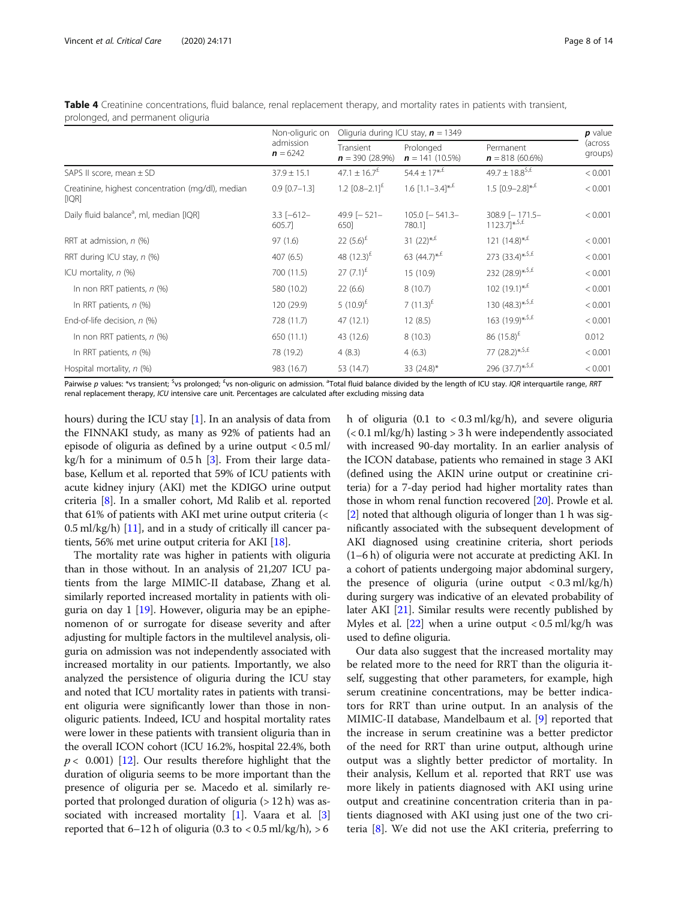**Table 4** Creatinine concentrations, fluid balance, renal replacement therapy, and mortality rates in patients with transient, prolonged, and permanent oliguria

| | Non-oliguric on admission $n = 6242$ | Oliguria during ICU stay, $n = 1349$ | | | $p$ value (across groups) |
|---|---|---|---|---|---|
| | | Transient $n = 390$ (28.9%) | Prolonged $n = 141$ (10.5%) | Permanent $n = 818$ (60.6%) | |
| SAPS II score, mean ± SD | 37.9 ± 15.1 | 47.1 ± 16.7[£] | 54.4 ± 17[*,£] | 49.7 ± 18.8[$,£] | < 0.001 |
| Creatinine, highest concentration (mg/dl), median [IQR] | 0.9 [0.7–1.3] | 1.2 [0.8–2.1][£] | 1.6 [1.1–3.4][*,£] | 1.5 [0.9–2.8][*,£] | < 0.001 |
| Daily fluid balance[a], ml, median [IQR] | 3.3 [−612–605.7] | 49.9 [− 521–650] | 105.0 [− 541.3–780.1] | 308.9 [− 171.5–1123.7][*,$,£] | < 0.001 |
| RRT at admission, n (%) | 97 (1.6) | 22 (5.6)[£] | 31 (22)[*,£] | 121 (14.8)[*,£] | < 0.001 |
| RRT during ICU stay, n (%) | 407 (6.5) | 48 (12.3)[£] | 63 (44.7)[*,£] | 273 (33.4)[*,$,£] | < 0.001 |
| ICU mortality, n (%) | 700 (11.5) | 27 (7.1)[£] | 15 (10.9) | 232 (28.9)[*,$,£] | < 0.001 |
| In non RRT patients, n (%) | 580 (10.2) | 22 (6.6) | 8 (10.7) | 102 (19.1)[*,£] | < 0.001 |
| In RRT patients, n (%) | 120 (29.9) | 5 (10.9)[£] | 7 (11.3)[£] | 130 (48.3)[*,$,£] | < 0.001 |
| End-of-life decision, n (%) | 728 (11.7) | 47 (12.1) | 12 (8.5) | 163 (19.9)[*,$,£] | < 0.001 |
| In non RRT patients, n (%) | 650 (11.1) | 43 (12.6) | 8 (10.3) | 86 (15.8)[£] | 0.012 |
| In RRT patients, n (%) | 78 (19.2) | 4 (8.3) | 4 (6.3) | 77 (28.2)[*,$,£] | < 0.001 |
| Hospital mortality, n (%) | 983 (16.7) | 53 (14.7) | 33 (24.8)[*] | 296 (37.7)[*,$,£] | < 0.001 |

Pairwise p values: *vs transient; $vs prolonged; £vs non-oliguric on admission. [a]Total fluid balance divided by the length of ICU stay. *IQR* interquartile range, *RRT* renal replacement therapy, *ICU* intensive care unit. Percentages are calculated after excluding missing data

hours) during the ICU stay [1]. In an analysis of data from the FINNAKI study, as many as 92% of patients had an episode of oliguria as defined by a urine output < 0.5 ml/kg/h for a minimum of 0.5 h [3]. From their large database, Kellum et al. reported that 59% of ICU patients with acute kidney injury (AKI) met the KDIGO urine output criteria [8]. In a smaller cohort, Md Ralib et al. reported that 61% of patients with AKI met urine output criteria (< 0.5 ml/kg/h) [11], and in a study of critically ill cancer patients, 56% met urine output criteria for AKI [18].

The mortality rate was higher in patients with oliguria than in those without. In an analysis of 21,207 ICU patients from the large MIMIC-II database, Zhang et al. similarly reported increased mortality in patients with oliguria on day 1 [19]. However, oliguria may be an epiphenomenon of or surrogate for disease severity and after adjusting for multiple factors in the multilevel analysis, oliguria on admission was not independently associated with increased mortality in our patients. Importantly, we also analyzed the persistence of oliguria during the ICU stay and noted that ICU mortality rates in patients with transient oliguria were significantly lower than those in non-oliguric patients. Indeed, ICU and hospital mortality rates were lower in these patients with transient oliguria than in the overall ICON cohort (ICU 16.2%, hospital 22.4%, both $p < 0.001$) [12]. Our results therefore highlight that the duration of oliguria seems to be more important than the presence of oliguria per se. Macedo et al. similarly reported that prolonged duration of oliguria (> 12 h) was associated with increased mortality [1]. Vaara et al. [3] reported that 6–12 h of oliguria (0.3 to < 0.5 ml/kg/h), > 6 h of oliguria (0.1 to < 0.3 ml/kg/h), and severe oliguria (< 0.1 ml/kg/h) lasting > 3 h were independently associated with increased 90-day mortality. In an earlier analysis of the ICON database, patients who remained in stage 3 AKI (defined using the AKIN urine output or creatinine criteria) for a 7-day period had higher mortality rates than those in whom renal function recovered [20]. Prowle et al. [2] noted that although oliguria of longer than 1 h was significantly associated with the subsequent development of AKI diagnosed using creatinine criteria, short periods (1–6 h) of oliguria were not accurate at predicting AKI. In a cohort of patients undergoing major abdominal surgery, the presence of oliguria (urine output < 0.3 ml/kg/h) during surgery was indicative of an elevated probability of later AKI [21]. Similar results were recently published by Myles et al. [22] when a urine output < 0.5 ml/kg/h was used to define oliguria.

Our data also suggest that the increased mortality may be related more to the need for RRT than the oliguria itself, suggesting that other parameters, for example, high serum creatinine concentrations, may be better indicators for RRT than urine output. In an analysis of the MIMIC-II database, Mandelbaum et al. [9] reported that the increase in serum creatinine was a better predictor of the need for RRT than urine output, although urine output was a slightly better predictor of mortality. In their analysis, Kellum et al. reported that RRT use was more likely in patients diagnosed with AKI using urine output and creatinine concentration criteria than in patients diagnosed with AKI using just one of the two criteria [8]. We did not use the AKI criteria, preferring to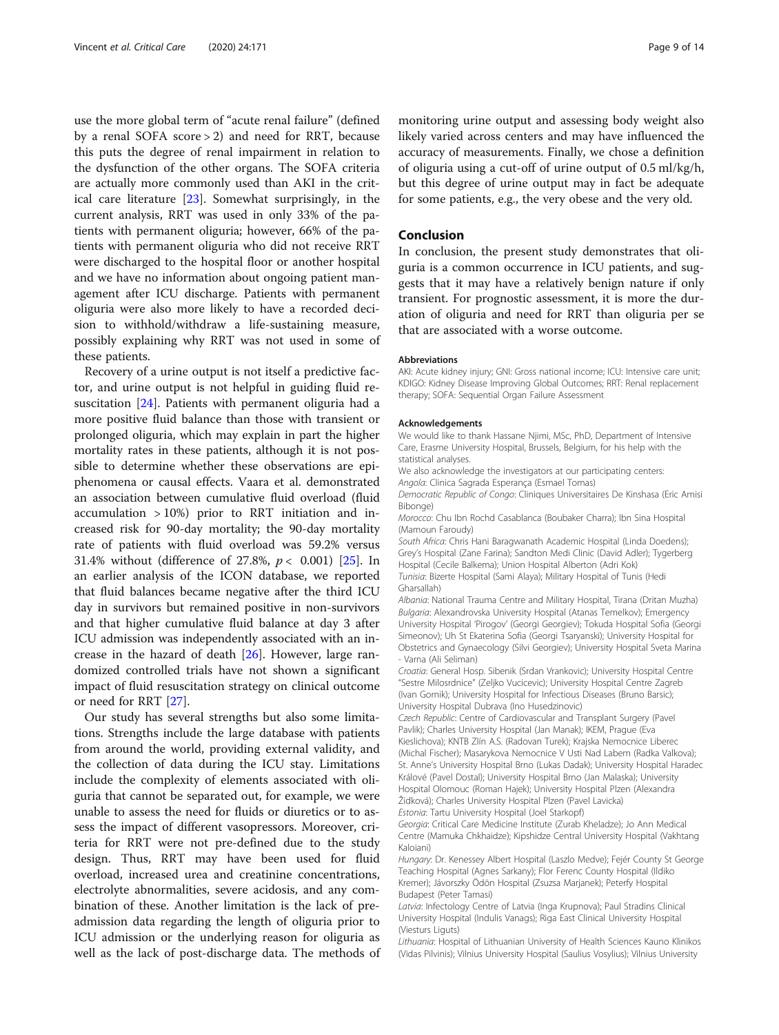use the more global term of "acute renal failure" (defined by a renal SOFA score > 2) and need for RRT, because this puts the degree of renal impairment in relation to the dysfunction of the other organs. The SOFA criteria are actually more commonly used than AKI in the critical care literature [23]. Somewhat surprisingly, in the current analysis, RRT was used in only 33% of the patients with permanent oliguria; however, 66% of the patients with permanent oliguria who did not receive RRT were discharged to the hospital floor or another hospital and we have no information about ongoing patient management after ICU discharge. Patients with permanent oliguria were also more likely to have a recorded decision to withhold/withdraw a life-sustaining measure, possibly explaining why RRT was not used in some of these patients.

Recovery of a urine output is not itself a predictive factor, and urine output is not helpful in guiding fluid resuscitation [24]. Patients with permanent oliguria had a more positive fluid balance than those with transient or prolonged oliguria, which may explain in part the higher mortality rates in these patients, although it is not possible to determine whether these observations are epiphenomena or causal effects. Vaara et al. demonstrated an association between cumulative fluid overload (fluid accumulation > 10%) prior to RRT initiation and increased risk for 90-day mortality; the 90-day mortality rate of patients with fluid overload was 59.2% versus 31.4% without (difference of 27.8%, $p < 0.001$) [25]. In an earlier analysis of the ICON database, we reported that fluid balances became negative after the third ICU day in survivors but remained positive in non-survivors and that higher cumulative fluid balance at day 3 after ICU admission was independently associated with an increase in the hazard of death [26]. However, large randomized controlled trials have not shown a significant impact of fluid resuscitation strategy on clinical outcome or need for RRT [27].

Our study has several strengths but also some limitations. Strengths include the large database with patients from around the world, providing external validity, and the collection of data during the ICU stay. Limitations include the complexity of elements associated with oliguria that cannot be separated out, for example, we were unable to assess the need for fluids or diuretics or to assess the impact of different vasopressors. Moreover, criteria for RRT were not pre-defined due to the study design. Thus, RRT may have been used for fluid overload, increased urea and creatinine concentrations, electrolyte abnormalities, severe acidosis, and any combination of these. Another limitation is the lack of pre-admission data regarding the length of oliguria prior to ICU admission or the underlying reason for oliguria as well as the lack of post-discharge data. The methods of monitoring urine output and assessing body weight also likely varied across centers and may have influenced the accuracy of measurements. Finally, we chose a definition of oliguria using a cut-off of urine output of 0.5 ml/kg/h, but this degree of urine output may in fact be adequate for some patients, e.g., the very obese and the very old.

## Conclusion

In conclusion, the present study demonstrates that oliguria is a common occurrence in ICU patients, and suggests that it may have a relatively benign nature if only transient. For prognostic assessment, it is more the duration of oliguria and need for RRT than oliguria per se that are associated with a worse outcome.

#### Abbreviations

AKI: Acute kidney injury; GNI: Gross national income; ICU: Intensive care unit; KDIGO: Kidney Disease Improving Global Outcomes; RRT: Renal replacement therapy; SOFA: Sequential Organ Failure Assessment

#### Acknowledgements

We would like to thank Hassane Njimi, MSc, PhD, Department of Intensive Care, Erasme University Hospital, Brussels, Belgium, for his help with the statistical analyses.

We also acknowledge the investigators at our participating centers:

*Angola*: Clinica Sagrada Esperança (Esmael Tomas)

*Democratic Republic of Congo*: Cliniques Universitaires De Kinshasa (Eric Amisi Bibonge)

*Morocco*: Chu Ibn Rochd Casablanca (Boubaker Charra); Ibn Sina Hospital (Mamoun Faroudy)

*South Africa*: Chris Hani Baragwanath Academic Hospital (Linda Doedens); Grey's Hospital (Zane Farina); Sandton Medi Clinic (David Adler); Tygerberg Hospital (Cecile Balkema); Union Hospital Alberton (Adri Kok)

*Tunisia*: Bizerte Hospital (Sami Alaya); Military Hospital of Tunis (Hedi Gharsallah)

*Albania*: National Trauma Centre and Military Hospital, Tirana (Dritan Muzha)

*Bulgaria*: Alexandrovska University Hospital (Atanas Temelkov); Emergency University Hospital 'Pirogov' (Georgi Georgiev); Tokuda Hospital Sofia (Georgi Simeonov); Uh St Ekaterina Sofia (Georgi Tsaryanski); University Hospital for Obstetrics and Gynaecology (Silvi Georgiev); University Hospital Sveta Marina - Varna (Ali Seliman)

*Croatia*: General Hosp. Sibenik (Srdan Vrankovic); University Hospital Centre "Sestre Milosrdnice" (Zeljko Vucicevic); University Hospital Centre Zagreb (Ivan Gornik); University Hospital for Infectious Diseases (Bruno Barsic); University Hospital Dubrava (Ino Husedzinovic)

*Czech Republic*: Centre of Cardiovascular and Transplant Surgery (Pavel Pavlik); Charles University Hospital (Jan Manak); IKEM, Prague (Eva Kieslichova); KNTB Zlín A.S. (Radovan Turek); Krajska Nemocnice Liberec (Michal Fischer); Masarykova Nemocnice V Usti Nad Labem (Radka Valkova); St. Anne's University Hospital Brno (Lukas Dadak); University Hospital Haradec Králové (Pavel Dostal); University Hospital Brno (Jan Malaska); University Hospital Olomouc (Roman Hajek); University Hospital Plzen (Alexandra Židková); Charles University Hospital Plzen (Pavel Lavicka)

*Estonia*: Tartu University Hospital (Joel Starkopf)

*Georgia*: Critical Care Medicine Institute (Zurab Kheladze); Jo Ann Medical Centre (Mamuka Chkhaidze); Kipshidze Central University Hospital (Vakhtang Kaloiani)

*Hungary*: Dr. Kenessey Albert Hospital (Laszlo Medve); Fejér County St George Teaching Hospital (Agnes Sarkany); Flor Ferenc County Hospital (Ildiko Kremer); Jávorszky Ödön Hospital (Zsuzsa Marjanek); Peterfy Hospital Budapest (Peter Tamasi)

*Latvia*: Infectology Centre of Latvia (Inga Krupnova); Paul Stradins Clinical University Hospital (Indulis Vanags); Riga East Clinical University Hospital (Viesturs Liguts)

*Lithuania*: Hospital of Lithuanian University of Health Sciences Kauno Klinikos (Vidas Pilvinis); Vilnius University Hospital (Saulius Vosylius); Vilnius University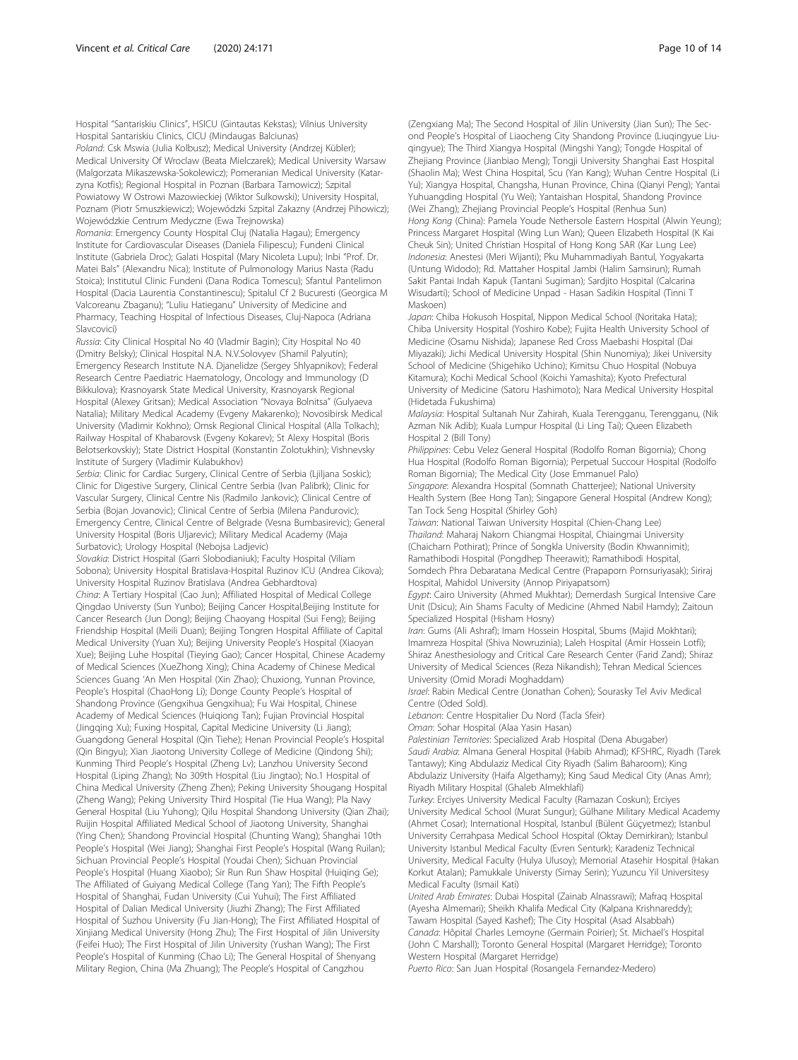Hospital "Santariskiu Clinics", HSICU (Gintautas Kekstas); Vilnius University Hospital Santariskiu Clinics, CICU (Mindaugas Balciunas)

*Poland*: Csk Mswia (Julia Kolbusz); Medical University (Andrzej Kübler); Medical University Of Wroclaw (Beata Mielczarek); Medical University Warsaw (Malgorzata Mikaszewska-Sokolewicz); Pomeranian Medical University (Katarzyna Kotfis); Regional Hospital in Poznan (Barbara Tamowicz); Szpital Powiatowy W Ostrowi Mazowieckiej (Wiktor Sulkowski); University Hospital, Poznam (Piotr Smuszkiewicz); Wojewódzki Szpital Zakazny (Andrzej Pihowicz); Wojewódzkie Centrum Medyczne (Ewa Trejnowska)

*Romania*: Emergency County Hospital Cluj (Natalia Hagau); Emergency Institute for Cardiovascular Diseases (Daniela Filipescu); Fundeni Clinical Institute (Gabriela Droc); Galati Hospital (Mary Nicoleta Lupu); Inbi "Prof. Dr. Matei Bals" (Alexandru Nica); Institute of Pulmonology Marius Nasta (Radu Stoica); Institutul Clinic Fundeni (Dana Rodica Tomescu); Sfantul Pantelimon Hospital (Dacia Laurentia Constantinescu); Spitalul Cf 2 Bucuresti (Georgica M Valcoreanu Zbaganu); "Luliu Hatieganu" University of Medicine and Pharmacy, Teaching Hospital of Infectious Diseases, Cluj-Napoca (Adriana Slavcovici)

*Russia*: City Clinical Hospital No 40 (Vladmir Bagin); City Hospital No 40 (Dmitry Belsky); Clinical Hospital N.A. N.V.Solovyev (Shamil Palyutin); Emergency Research Institute N.A. Djanelidze (Sergey Shlyapnikov); Federal Research Centre Paediatric Haematology, Oncology and Immunology (D Bikkulova); Krasnoyarsk State Medical University, Krasnoyarsk Regional Hospital (Alexey Gritsan); Medical Association "Novaya Bolnitsa" (Gulyaeva Natalia); Military Medical Academy (Evgeny Makarenko); Novosibirsk Medical University (Vladimir Kokhno); Omsk Regional Clinical Hospital (Alla Tolkach); Railway Hospital of Khabarovsk (Evgeny Kokarev); St Alexy Hospital (Boris Belotserkovskiy); State District Hospital (Konstantin Zolotukhin); Vishnevsky Institute of Surgery (Vladimir Kulabukhov)

*Serbia*: Clinic for Cardiac Surgery, Clinical Centre of Serbia (Ljiljana Soskic); Clinic for Digestive Surgery, Clinical Centre Serbia (Ivan Palibrk); Clinic for Vascular Surgery, Clinical Centre Nis (Radmilo Jankovic); Clinical Centre of Serbia (Bojan Jovanovic); Clinical Centre of Serbia (Milena Pandurovic); Emergency Centre, Clinical Centre of Belgrade (Vesna Bumbasirevic); General University Hospital (Boris Uljarevic); Military Medical Academy (Maja Surbatovic); Urology Hospital (Nebojsa Ladjevic)

*Slovakia*: District Hospital (Garri Slobodianiuk); Faculty Hospital (Viliam Sobona); University Hospital Bratislava-Hospital Ruzinov ICU (Andrea Cikova); University Hospital Ruzinov Bratislava (Andrea Gebhardtova)

*China*: A Tertiary Hospital (Cao Jun); Affiliated Hospital of Medical College Qingdao Universty (Sun Yunbo); Beijing Cancer Hospital,Beijing Institute for Cancer Research (Jun Dong); Beijing Chaoyang Hospital (Sui Feng); Beijing Friendship Hospital (Meili Duan); Beijing Tongren Hospital Affiliate of Capital Medical University (Yuan Xu); Beijing University People's Hospital (Xiaoyan Xue); Beijing Luhe Hospital (Tieying Gao); Cancer Hospital, Chinese Academy of Medical Sciences (XueZhong Xing); China Academy of Chinese Medical Sciences Guang 'An Men Hospital (Xin Zhao); Chuxiong, Yunnan Province, People's Hospital (ChaoHong Li); Donge County People's Hospital of Shandong Province (Gengxihua Gengxihua); Fu Wai Hospital, Chinese Academy of Medical Sciences (Huiqiong Tan); Fujian Provincial Hospital (Jingqing Xu); Fuxing Hospital, Capital Medicine University (Li Jiang); Guangdong General Hospital (Qin Tiehe); Henan Provincial People's Hospital (Qin Bingyu); Xian Jiaotong University College of Medicine (Qindong Shi); Kunming Third People's Hospital (Zheng Lv); Lanzhou University Second Hospital (Liping Zhang); No 309th Hospital (Liu Jingtao); No.1 Hospital of China Medical University (Zheng Zhen); Peking University Shougang Hospital (Zheng Wang); Peking University Third Hospital (Tie Hua Wang); Pla Navy General Hospital (Liu Yuhong); Qilu Hospital Shandong University (Qian Zhai); Ruijin Hospital Affiliated Medical School of Jiaotong University, Shanghai (Ying Chen); Shandong Provincial Hospital (Chunting Wang); Shanghai 10th People's Hospital (Wei Jiang); Shanghai First People's Hospital (Wang Ruilan); Sichuan Provincial People's Hospital (Youdai Chen); Sichuan Provincial People's Hospital (Huang Xiaobo); Sir Run Run Shaw Hospital (Huiqing Ge); The Affiliated of Guiyang Medical College (Tang Yan); The Fifth People's Hospital of Shanghai, Fudan University (Cui Yuhui); The First Affiliated Hospital of Dalian Medical University (Jiuzhi Zhang); The First Affiliated Hospital of Suzhou University (Fu Jian-Hong); The First Affiliated Hospital of Xinjiang Medical University (Hong Zhu); The First Hospital of Jilin University (Feifei Huo); The First Hospital of Jilin University (Yushan Wang); The First People's Hospital of Kunming (Chao Li); The General Hospital of Shenyang Military Region, China (Ma Zhuang); The People's Hospital of Cangzhou (Zengxiang Ma); The Second Hospital of Jilin University (Jian Sun); The Second People's Hospital of Liaocheng City Shandong Province (Liuqingyue Liuqingyue); The Third Xiangya Hospital (Mingshi Yang); Tongde Hospital of Zhejiang Province (Jianbiao Meng); Tongji University Shanghai East Hospital (Shaolin Ma); West China Hospital, Scu (Yan Kang); Wuhan Centre Hospital (Li Yu); Xiangya Hospital, Changsha, Hunan Province, China (Qianyi Peng); Yantai Yuhuangding Hospital (Yu Wei); Yantaishan Hospital, Shandong Province (Wei Zhang); Zhejiang Provincial People's Hospital (Renhua Sun)

*Hong Kong* (China): Pamela Youde Nethersole Eastern Hospital (Alwin Yeung); Princess Margaret Hospital (Wing Lun Wan); Queen Elizabeth Hospital (K Kai Cheuk Sin); United Christian Hospital of Hong Kong SAR (Kar Lung Lee)

*Indonesia*: Anestesi (Meri Wijanti); Pku Muhammadiyah Bantul, Yogyakarta (Untung Widodo); Rd. Mattaher Hospital Jambi (Halim Samsirun); Rumah Sakit Pantai Indah Kapuk (Tantani Sugiman); Sardjito Hospital (Calcarina Wisudarti); School of Medicine Unpad - Hasan Sadikin Hospital (Tinni T Maskoen)

*Japan*: Chiba Hokusoh Hospital, Nippon Medical School (Noritaka Hata); Chiba University Hospital (Yoshiro Kobe); Fujita Health University School of Medicine (Osamu Nishida); Japanese Red Cross Maebashi Hospital (Dai Miyazaki); Jichi Medical University Hospital (Shin Nunomiya); Jikei University School of Medicine (Shigehiko Uchino); Kimitsu Chuo Hospital (Nobuya Kitamura); Kochi Medical School (Koichi Yamashita); Kyoto Prefectural University of Medicine (Satoru Hashimoto); Nara Medical University Hospital (Hidetada Fukushima)

*Malaysia*: Hospital Sultanah Nur Zahirah, Kuala Terengganu, Terengganu, (Nik Azman Nik Adib); Kuala Lumpur Hospital (Li Ling Tai); Queen Elizabeth Hospital 2 (Bill Tony)

*Philippines*: Cebu Velez General Hospital (Rodolfo Roman Bigornia); Chong Hua Hospital (Rodolfo Roman Bigornia); Perpetual Succour Hospital (Rodolfo Roman Bigornia); The Medical City (Jose Emmanuel Palo)

*Singapore*: Alexandra Hospital (Somnath Chatterjee); National University Health System (Bee Hong Tan); Singapore General Hospital (Andrew Kong); Tan Tock Seng Hospital (Shirley Goh)

*Taiwan*: National Taiwan University Hospital (Chien-Chang Lee)

*Thailand*: Maharaj Nakorn Chiangmai Hospital, Chiaingmai University (Chaicharn Pothirat); Prince of Songkla University (Bodin Khwannimit); Ramathibodi Hospital (Pongdhep Theerawit); Ramathibodi Hospital, Somdech Phra Debaratana Medical Centre (Prapaporn Pornsuriyasak); Siriraj Hospital, Mahidol University (Annop Piriyapatsom)

*Egypt*: Cairo University (Ahmed Mukhtar); Demerdash Surgical Intensive Care Unit (Dsicu); Ain Shams Faculty of Medicine (Ahmed Nabil Hamdy); Zaitoun Specialized Hospital (Hisham Hosny)

*Iran*: Gums (Ali Ashraf); Imam Hossein Hospital, Sbums (Majid Mokhtari); Imamreza Hospital (Shiva Nowruzinia); Laleh Hospital (Amir Hossein Lotfi); Shiraz Anesthesiology and Critical Care Research Center (Farid Zand); Shiraz University of Medical Sciences (Reza Nikandish); Tehran Medical Sciences University (Omid Moradi Moghaddam)

*Israel*: Rabin Medical Centre (Jonathan Cohen); Sourasky Tel Aviv Medical Centre (Oded Sold).

*Lebanon*: Centre Hospitalier Du Nord (Tacla Sfeir)

*Oman*: Sohar Hospital (Alaa Yasin Hasan)

*Palestinian Territories*: Specialized Arab Hospital (Dena Abugaber)

*Saudi Arabia*: Almana General Hospital (Habib Ahmad); KFSHRC, Riyadh (Tarek Tantawy); King Abdulaziz Medical City Riyadh (Salim Baharoom); King Abdulaziz University (Haifa Algethamy); King Saud Medical City (Anas Amr); Riyadh Military Hospital (Ghaleb Almekhlafi)

*Turkey*: Erciyes University Medical Faculty (Ramazan Coskun); Erciyes University Medical School (Murat Sungur); Gülhane Military Medical Academy (Ahmet Cosar); International Hospital, Istanbul (Bülent Güçyetmez); Istanbul University Cerrahpasa Medical School Hospital (Oktay Demirkiran); Istanbul University Istanbul Medical Faculty (Evren Senturk); Karadeniz Technical University, Medical Faculty (Hulya Ulusoy); Memorial Atasehir Hospital (Hakan Korkut Atalan); Pamukkale Universty (Simay Serin); Yuzuncu Yil Universitesy Medical Faculty (Ismail Kati)

*United Arab Emirates*: Dubai Hospital (Zainab Alnassrawi); Mafraq Hospital (Ayesha Almemari); Sheikh Khalifa Medical City (Kalpana Krishnareddy); Tawam Hospital (Sayed Kashef); The City Hospital (Asad Alsabbah)

*Canada*: Hôpital Charles Lemoyne (Germain Poirier); St. Michael's Hospital (John C Marshall); Toronto General Hospital (Margaret Herridge); Toronto Western Hospital (Margaret Herridge)

*Puerto Rico*: San Juan Hospital (Rosangela Fernandez-Medero)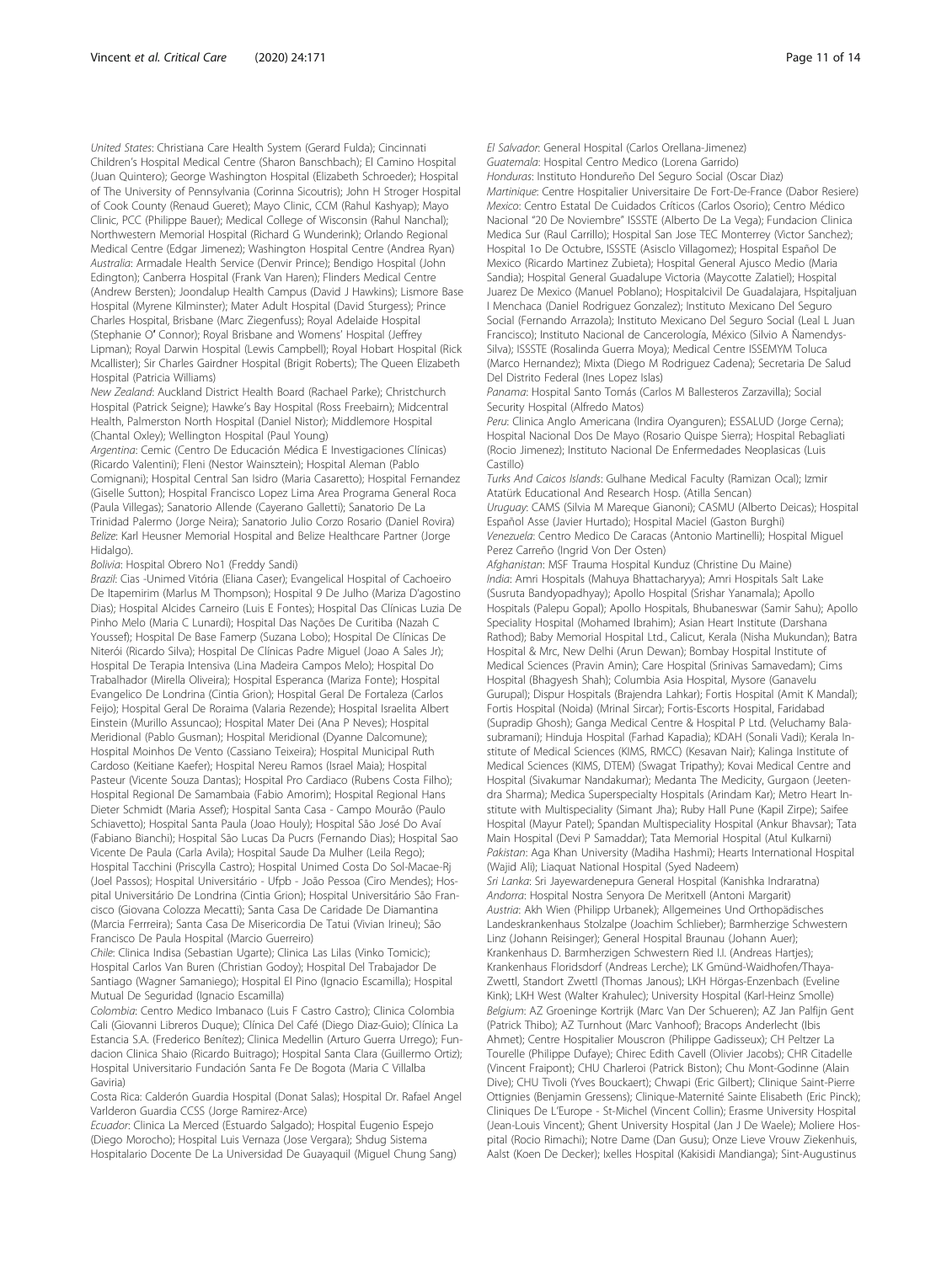*United States*: Christiana Care Health System (Gerard Fulda); Cincinnati Children's Hospital Medical Centre (Sharon Banschbach); El Camino Hospital (Juan Quintero); George Washington Hospital (Elizabeth Schroeder); Hospital of The University of Pennsylvania (Corinna Sicoutris); John H Stroger Hospital of Cook County (Renaud Gueret); Mayo Clinic, CCM (Rahul Kashyap); Mayo Clinic, PCC (Philippe Bauer); Medical College of Wisconsin (Rahul Nanchal); Northwestern Memorial Hospital (Richard G Wunderink); Orlando Regional Medical Centre (Edgar Jimenez); Washington Hospital Centre (Andrea Ryan)
*Australia*: Armadale Health Service (Denvir Prince); Bendigo Hospital (John Edington); Canberra Hospital (Frank Van Haren); Flinders Medical Centre (Andrew Bersten); Joondalup Health Campus (David J Hawkins); Lismore Base Hospital (Myrene Kilminster); Mater Adult Hospital (David Sturgess); Prince Charles Hospital, Brisbane (Marc Ziegenfuss); Royal Adelaide Hospital (Stephanie O' Connor); Royal Brisbane and Womens' Hospital (Jeffrey Lipman); Royal Darwin Hospital (Lewis Campbell); Royal Hobart Hospital (Rick Mcallister); Sir Charles Gairdner Hospital (Brigit Roberts); The Queen Elizabeth Hospital (Patricia Williams)
*New Zealand*: Auckland District Health Board (Rachael Parke); Christchurch Hospital (Patrick Seigne); Hawke's Bay Hospital (Ross Freebairn); Midcentral Health, Palmerston North Hospital (Daniel Nistor); Middlemore Hospital (Chantal Oxley); Wellington Hospital (Paul Young)
*Argentina*: Cemic (Centro De Educación Médica E Investigaciones Clínicas) (Ricardo Valentini); Fleni (Nestor Wainsztein); Hospital Aleman (Pablo Comignani); Hospital Central San Isidro (Maria Casaretto); Hospital Fernandez (Giselle Sutton); Hospital Francisco Lopez Lima Area Programa General Roca (Paula Villegas); Sanatorio Allende (Cayerano Galletti); Sanatorio De La Trinidad Palermo (Jorge Neira); Sanatorio Julio Corzo Rosario (Daniel Rovira)
*Belize*: Karl Heusner Memorial Hospital and Belize Healthcare Partner (Jorge Hidalgo).
*Bolivia*: Hospital Obrero No1 (Freddy Sandi)
*Brazil*: Cias -Unimed Vitória (Eliana Caser); Evangelical Hospital of Cachoeiro De Itapemirim (Marlus M Thompson); Hospital 9 De Julho (Mariza D'agostino Dias); Hospital Alcides Carneiro (Luis E Fontes); Hospital Das Clínicas Luzia De Pinho Melo (Maria C Lunardi); Hospital Das Nações De Curitiba (Nazah C Youssef); Hospital De Base Famerp (Suzana Lobo); Hospital De Clínicas De Niterói (Ricardo Silva); Hospital De Clínicas Padre Miguel (Joao A Sales Jr); Hospital De Terapia Intensiva (Lina Madeira Campos Melo); Hospital Do Trabalhador (Mirella Oliveira); Hospital Esperanca (Mariza Fonte); Hospital Evangelico De Londrina (Cintia Grion); Hospital Geral De Fortaleza (Carlos Feijo); Hospital Geral De Roraima (Valaria Rezende); Hospital Israelita Albert Einstein (Murillo Assuncao); Hospital Mater Dei (Ana P Neves); Hospital Meridional (Pablo Gusman); Hospital Meridional (Dyanne Dalcomune); Hospital Moinhos De Vento (Cassiano Teixeira); Hospital Municipal Ruth Cardoso (Keitiane Kaefer); Hospital Nereu Ramos (Israel Maia); Hospital Pasteur (Vicente Souza Dantas); Hospital Pro Cardiaco (Rubens Costa Filho); Hospital Regional De Samambaia (Fabio Amorim); Hospital Regional Hans Dieter Schmidt (Maria Assef); Hospital Santa Casa - Campo Mourão (Paulo Schiavetto); Hospital Santa Paula (Joao Houly); Hospital São José Do Avaí (Fabiano Bianchi); Hospital São Lucas Da Pucrs (Fernando Dias); Hospital Sao Vicente De Paula (Carla Avila); Hospital Saude Da Mulher (Leila Rego); Hospital Tacchini (Priscylla Castro); Hospital Unimed Costa Do Sol-Macae-Rj (Joel Passos); Hospital Universitário - Ufpb - João Pessoa (Ciro Mendes); Hospital Universitário De Londrina (Cintia Grion); Hospital Universitário São Francisco (Giovana Colozza Mecatti); Santa Casa De Caridade De Diamantina (Marcia Ferrreira); Santa Casa De Misericordia De Tatui (Vivian Irineu); São Francisco De Paula Hospital (Marcio Guerreiro)
*Chile*: Clinica Indisa (Sebastian Ugarte); Clinica Las Lilas (Vinko Tomicic); Hospital Carlos Van Buren (Christian Godoy); Hospital Del Trabajador De Santiago (Wagner Samaniego); Hospital El Pino (Ignacio Escamilla); Hospital Mutual De Seguridad (Ignacio Escamilla)
*Colombia*: Centro Medico Imbanaco (Luis F Castro Castro); Clinica Colombia Cali (Giovanni Libreros Duque); Clínica Del Café (Diego Diaz-Guio); Clínica La Estancia S.A. (Frederico Benítez); Clinica Medellin (Arturo Guerra Urrego); Fundacion Clinica Shaio (Ricardo Buitrago); Hospital Santa Clara (Guillermo Ortiz); Hospital Universitario Fundación Santa Fe De Bogota (Maria C Villalba Gaviria)
Costa Rica: Calderón Guardia Hospital (Donat Salas); Hospital Dr. Rafael Angel Varlderon Guardia CCSS (Jorge Ramirez-Arce)
*Ecuador*: Clinica La Merced (Estuardo Salgado); Hospital Eugenio Espejo (Diego Morocho); Hospital Luis Vernaza (Jose Vergara); Shdug Sistema Hospitalario Docente De La Universidad De Guayaquil (Miguel Chung Sang)
*El Salvador*: General Hospital (Carlos Orellana-Jimenez)
*Guatemala*: Hospital Centro Medico (Lorena Garrido)
*Honduras*: Instituto Hondureño Del Seguro Social (Oscar Diaz)
*Martinique*: Centre Hospitalier Universitaire De Fort-De-France (Dabor Resiere)
*Mexico*: Centro Estatal De Cuidados Críticos (Carlos Osorio); Centro Médico Nacional "20 De Noviembre" ISSSTE (Alberto De La Vega); Fundacion Clinica Medica Sur (Raul Carrillo); Hospital San Jose TEC Monterrey (Victor Sanchez); Hospital 1o De Octubre, ISSSTE (Asisclo Villagomez); Hospital Español De Mexico (Ricardo Martinez Zubieta); Hospital General Ajusco Medio (Maria Sandia); Hospital General Guadalupe Victoria (Maycotte Zalatiel); Hospital Juarez De Mexico (Manuel Poblano); Hospitalcivil De Guadalajara, Hspitaljuan I Menchaca (Daniel Rodriguez Gonzalez); Instituto Mexicano Del Seguro Social (Fernando Arrazola); Instituto Mexicano Del Seguro Social (Leal L Juan Francisco); Instituto Nacional de Cancerología, México (Silvio A Ñamendys-Silva); ISSSTE (Rosalinda Guerra Moya); Medical Centre ISSEMYM Toluca (Marco Hernandez); Mixta (Diego M Rodriguez Cadena); Secretaria De Salud Del Distrito Federal (Ines Lopez Islas)
*Panama*: Hospital Santo Tomás (Carlos M Ballesteros Zarzavilla); Social Security Hospital (Alfredo Matos)
*Peru*: Clinica Anglo Americana (Indira Oyanguren); ESSALUD (Jorge Cerna); Hospital Nacional Dos De Mayo (Rosario Quispe Sierra); Hospital Rebagliati (Rocio Jimenez); Instituto Nacional De Enfermedades Neoplasicas (Luis Castillo)
*Turks And Caicos Islands*: Gulhane Medical Faculty (Ramizan Ocal); Izmir Atatürk Educational And Research Hosp. (Atilla Sencan)
*Uruguay*: CAMS (Silvia M Mareque Gianoni); CASMU (Alberto Deicas); Hospital Español Asse (Javier Hurtado); Hospital Maciel (Gaston Burghi)
*Venezuela*: Centro Medico De Caracas (Antonio Martinelli); Hospital Miguel Perez Carreño (Ingrid Von Der Osten)
*Afghanistan*: MSF Trauma Hospital Kunduz (Christine Du Maine)
*India*: Amri Hospitals (Mahuya Bhattacharyya); Amri Hospitals Salt Lake (Susruta Bandyopadhyay); Apollo Hospital (Srishar Yanamala); Apollo Hospitals (Palepu Gopal); Apollo Hospitals, Bhubaneswar (Samir Sahu); Apollo Speciality Hospital (Mohamed Ibrahim); Asian Heart Institute (Darshana Rathod); Baby Memorial Hospital Ltd., Calicut, Kerala (Nisha Mukundan); Batra Hospital & Mrc, New Delhi (Arun Dewan); Bombay Hospital Institute of Medical Sciences (Pravin Amin); Care Hospital (Srinivas Samavedam); Cims Hospital (Bhagyesh Shah); Columbia Asia Hospital, Mysore (Ganavelu Gurupal); Dispur Hospitals (Brajendra Lahkar); Fortis Hospital (Amit K Mandal); Fortis Hospital (Noida) (Mrinal Sircar); Fortis-Escorts Hospital, Faridabad (Supradip Ghosh); Ganga Medical Centre & Hospital P Ltd. (Veluchamy Balasubramani); Hinduja Hospital (Farhad Kapadia); KDAH (Sonali Vadi); Kerala Institute of Medical Sciences (KIMS, RMCC) (Kesavan Nair); Kalinga Institute of Medical Sciences (KIMS, DTEM) (Swagat Tripathy); Kovai Medical Centre and Hospital (Sivakumar Nandakumar); Medanta The Medicity, Gurgaon (Jeetendra Sharma); Medica Superspecialty Hospitals (Arindam Kar); Metro Heart Institute with Multispeciality (Simant Jha); Ruby Hall Pune (Kapil Zirpe); Saifee Hospital (Mayur Patel); Spandan Multispeciality Hospital (Ankur Bhavsar); Tata Main Hospital (Devi P Samaddar); Tata Memorial Hospital (Atul Kulkarni)
*Pakistan*: Aga Khan University (Madiha Hashmi); Hearts International Hospital (Wajid Ali); Liaquat National Hospital (Syed Nadeem)
*Sri Lanka*: Sri Jayewardenepura General Hospital (Kanishka Indraratna)
*Andorra*: Hospital Nostra Senyora De Meritxell (Antoni Margarit)
*Austria*: Akh Wien (Philipp Urbanek); Allgemeines Und Orthopädisches Landeskrankenhaus Stolzalpe (Joachim Schlieber); Barmherzige Schwestern Linz (Johann Reisinger); General Hospital Braunau (Johann Auer); Krankenhaus D. Barmherzigen Schwestern Ried I.I. (Andreas Hartjes); Krankenhaus Floridsdorf (Andreas Lerche); LK Gmünd-Waidhofen/Thaya-Zwettl, Standort Zwettl (Thomas Janous); LKH Hörgas-Enzenbach (Eveline Kink); LKH West (Walter Krahulec); University Hospital (Karl-Heinz Smolle)
*Belgium*: AZ Groeninge Kortrijk (Marc Van Der Schueren); AZ Jan Palfijn Gent (Patrick Thibo); AZ Turnhout (Marc Vanhoof); Bracops Anderlecht (Ibis Ahmet); Centre Hospitalier Mouscron (Philippe Gadisseux); CH Peltzer La Tourelle (Philippe Dufaye); Chirec Edith Cavell (Olivier Jacobs); CHR Citadelle (Vincent Fraipont); CHU Charleroi (Patrick Biston); Chu Mont-Godinne (Alain Dive); CHU Tivoli (Yves Bouckaert); Chwapi (Eric Gilbert); Clinique Saint-Pierre Ottignies (Benjamin Gressens); Clinique-Maternité Sainte Elisabeth (Eric Pinck); Cliniques De L'Europe - St-Michel (Vincent Collin); Erasme University Hospital (Jean-Louis Vincent); Ghent University Hospital (Jan J De Waele); Moliere Hospital (Rocio Rimachi); Notre Dame (Dan Gusu); Onze Lieve Vrouw Ziekenhuis, Aalst (Koen De Decker); Ixelles Hospital (Kakisidi Mandianga); Sint-Augustinus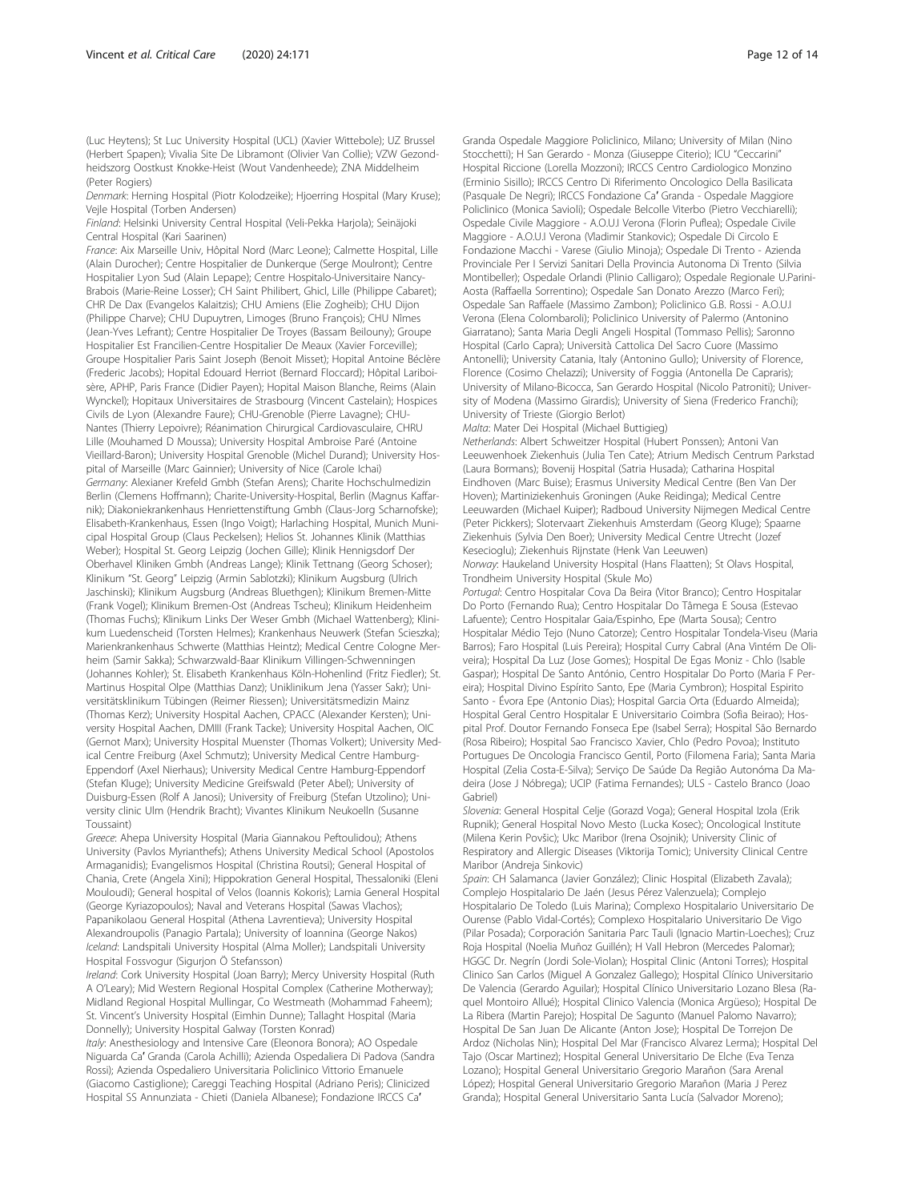(Luc Heytens); St Luc University Hospital (UCL) (Xavier Wittebole); UZ Brussel (Herbert Spapen); Vivalia Site De Libramont (Olivier Van Collie); VZW Gezondheidszorg Oostkust Knokke-Heist (Wout Vandenheede); ZNA Middelheim (Peter Rogiers)

*Denmark*: Herning Hospital (Piotr Kolodzeike); Hjoerring Hospital (Mary Kruse); Vejle Hospital (Torben Andersen)

*Finland*: Helsinki University Central Hospital (Veli-Pekka Harjola); Seinäjoki Central Hospital (Kari Saarinen)

*France*: Aix Marseille Univ, Hôpital Nord (Marc Leone); Calmette Hospital, Lille (Alain Durocher); Centre Hospitalier de Dunkerque (Serge Moulront); Centre Hospitalier Lyon Sud (Alain Lepape); Centre Hospitalo-Universitaire Nancy-Brabois (Marie-Reine Losser); CH Saint Philibert, Ghicl, Lille (Philippe Cabaret); CHR De Dax (Evangelos Kalaitzis); CHU Amiens (Elie Zogheib); CHU Dijon (Philippe Charve); CHU Dupuytren, Limoges (Bruno François); CHU Nîmes (Jean-Yves Lefrant); Centre Hospitalier De Troyes (Bassam Beilouny); Groupe Hospitalier Est Francilien-Centre Hospitalier De Meaux (Xavier Forceville); Groupe Hospitalier Paris Saint Joseph (Benoit Misset); Hopital Antoine Béclère (Frederic Jacobs); Hopital Edouard Herriot (Bernard Floccard); Hôpital Lariboisère, APHP, Paris France (Didier Payen); Hopital Maison Blanche, Reims (Alain Wynckel); Hopitaux Universitaires de Strasbourg (Vincent Castelain); Hospices Civils de Lyon (Alexandre Faure); CHU-Grenoble (Pierre Lavagne); CHU-Nantes (Thierry Lepoivre); Réanimation Chirurgical Cardiovasculaire, CHRU Lille (Mouhamed D Moussa); University Hospital Ambroise Paré (Antoine Vieillard-Baron); University Hospital Grenoble (Michel Durand); University Hospital of Marseille (Marc Gainnier); University of Nice (Carole Ichai)

*Germany*: Alexianer Krefeld Gmbh (Stefan Arens); Charite Hochschulmedizin Berlin (Clemens Hoffmann); Charite-University-Hospital, Berlin (Magnus Kaffarnik); Diakoniekrankenhaus Henriettenstiftung Gmbh (Claus-Jorg Scharnofske); Elisabeth-Krankenhaus, Essen (Ingo Voigt); Harlaching Hospital, Munich Municipal Hospital Group (Claus Peckelsen); Helios St. Johannes Klinik (Matthias Weber); Hospital St. Georg Leipzig (Jochen Gille); Klinik Hennigsdorf Der Oberhavel Kliniken Gmbh (Andreas Lange); Klinik Tettnang (Georg Schoser); Klinikum "St. Georg" Leipzig (Armin Sablotzki); Klinikum Augsburg (Ulrich Jaschinski); Klinikum Augsburg (Andreas Bluethgen); Klinikum Bremen-Mitte (Frank Vogel); Klinikum Bremen-Ost (Andreas Tscheu); Klinikum Heidenheim (Thomas Fuchs); Klinikum Links Der Weser Gmbh (Michael Wattenberg); Klinikum Leverkusen (Torsten Helmes); Krankenhaus Neuwerk (Stefan Scieszka); Marienkrankenhaus Schwerte (Matthias Heintz); Medical Centre Cologne Merheim (Samir Sakka); Schwarzwald-Baar Klinikum Villingen-Schwenningen (Johannes Kohler); St. Elisabeth Krankenhaus Köln-Hohenlind (Fritz Fiedler); St. Martinus Hospital Olpe (Matthias Danz); Uniklinikum Jena (Yasser Sakr); Universitätsklinikum Tübingen (Reimer Riessen); Universitätsmedizin Mainz (Thomas Kerz); University Hospital Aachen, CPACC (Alexander Kersten); University Hospital Aachen, DMIII (Frank Tacke); University Hospital Aachen, OIC (Gernot Marx); University Hospital Muenster (Thomas Volkert); University Medical Centre Freiburg (Axel Schmutz); University Medical Centre Hamburg-Eppendorf (Axel Nierhaus); University Medical Centre Hamburg-Eppendorf (Stefan Kluge); University Medicine Greifswald (Peter Abel); University of Duisburg-Essen (Rolf A Janosi); University of Freiburg (Stefan Utzolino); University clinic Ulm (Hendrik Bracht); Vivantes Klinikum Neukoelln (Susanne Toussaint)

*Greece*: Ahepa University Hospital (Maria Giannakou Peftoulidou); Athens University (Pavlos Myrianthefs); Athens University Medical School (Apostolos Armaganidis); Evangelismos Hospital (Christina Routsi); General Hospital of Chania, Crete (Angela Xini); Hippokration General Hospital, Thessaloniki (Eleni Mouloudi); General hospital of Velos (Ioannis Kokoris); Lamia General Hospital (George Kyriazopoulos); Naval and Veterans Hospital (Sawas Vlachos); Papanikolaou General Hospital (Athena Lavrentieva); University Hospital Alexandroupolis (Panagio Partala); University of Ioannina (George Nakos)

*Iceland*: Landspitali University Hospital (Alma Moller); Landspitali University Hospital Fossvogur (Sigurjon Ö Stefansson)

*Ireland*: Cork University Hospital (Joan Barry); Mercy University Hospital (Ruth A O'Leary); Mid Western Regional Hospital Complex (Catherine Motherway); Midland Regional Hospital Mullingar, Co Westmeath (Mohammad Faheem); St. Vincent's University Hospital (Eimhin Dunne); Tallaght Hospital (Maria Donnelly); University Hospital Galway (Torsten Konrad)

*Italy*: Anesthesiology and Intensive Care (Eleonora Bonora); AO Ospedale Niguarda Ca' Granda (Carola Achilli); Azienda Ospedaliera Di Padova (Sandra Rossi); Azienda Ospedaliero Universitaria Policlinico Vittorio Emanuele (Giacomo Castiglione); Careggi Teaching Hospital (Adriano Peris); Clinicized Hospital SS Annunziata - Chieti (Daniela Albanese); Fondazione IRCCS Ca' Granda Ospedale Maggiore Policlinico, Milano; University of Milan (Nino Stocchetti); H San Gerardo - Monza (Giuseppe Citerio); ICU "Ceccarini" Hospital Riccione (Lorella Mozzoni); IRCCS Centro Cardiologico Monzino (Erminio Sisillo); IRCCS Centro Di Riferimento Oncologico Della Basilicata (Pasquale De Negri); IRCCS Fondazione Ca' Granda - Ospedale Maggiore Policlinico (Monica Savioli); Ospedale Belcolle Viterbo (Pietro Vecchiarelli); Ospedale Civile Maggiore - A.O.U.I Verona (Florin Puflea); Ospedale Civile Maggiore - A.O.U.I Verona (Vladimir Stankovic); Ospedale Di Circolo E Fondazione Macchi - Varese (Giulio Minoja); Ospedale Di Trento - Azienda Provinciale Per I Servizi Sanitari Della Provincia Autonoma Di Trento (Silvia Montibeller); Ospedale Orlandi (Plinio Calligaro); Ospedale Regionale U.Parini-Aosta (Raffaella Sorrentino); Ospedale San Donato Arezzo (Marco Feri); Ospedale San Raffaele (Massimo Zambon); Policlinico G.B. Rossi - A.O.U.I Verona (Elena Colombaroli); Policlinico University of Palermo (Antonino Giarratano); Santa Maria Degli Angeli Hospital (Tommaso Pellis); Saronno Hospital (Carlo Capra); Università Cattolica Del Sacro Cuore (Massimo Antonelli); University Catania, Italy (Antonino Gullo); University of Florence, Florence (Cosimo Chelazzi); University of Foggia (Antonella De Capraris); University of Milano-Bicocca, San Gerardo Hospital (Nicolo Patroniti); University of Modena (Massimo Girardis); University of Siena (Frederico Franchi); University of Trieste (Giorgio Berlot)

*Malta*: Mater Dei Hospital (Michael Buttigieg)

*Netherlands*: Albert Schweitzer Hospital (Hubert Ponssen); Antoni Van Leeuwenhoek Ziekenhuis (Julia Ten Cate); Atrium Medisch Centrum Parkstad (Laura Bormans); Bovenij Hospital (Satria Husada); Catharina Hospital Eindhoven (Marc Buise); Erasmus University Medical Centre (Ben Van Der Hoven); Martiniziekenhuis Groningen (Auke Reidinga); Medical Centre Leeuwarden (Michael Kuiper); Radboud University Nijmegen Medical Centre (Peter Pickkers); Slotervaart Ziekenhuis Amsterdam (Georg Kluge); Spaarne Ziekenhuis (Sylvia Den Boer); University Medical Centre Utrecht (Jozef Kesecioglu); Ziekenhuis Rijnstate (Henk Van Leeuwen)

*Norway*: Haukeland University Hospital (Hans Flaatten); St Olavs Hospital, Trondheim University Hospital (Skule Mo)

*Portugal*: Centro Hospitalar Cova Da Beira (Vitor Branco); Centro Hospitalar Do Porto (Fernando Rua); Centro Hospitalar Do Tâmega E Sousa (Estevao Lafuente); Centro Hospitalar Gaia/Espinho, Epe (Marta Sousa); Centro Hospitalar Médio Tejo (Nuno Catorze); Centro Hospitalar Tondela-Viseu (Maria Barros); Faro Hospital (Luis Pereira); Hospital Curry Cabral (Ana Vintém De Oliveira); Hospital Da Luz (Jose Gomes); Hospital De Egas Moniz - Chlo (Isable Gaspar); Hospital De Santo António, Centro Hospitalar Do Porto (Maria F Pereira); Hospital Divino Espírito Santo, Epe (Maria Cymbron); Hospital Espirito Santo - Évora Epe (Antonio Dias); Hospital Garcia Orta (Eduardo Almeida); Hospital Geral Centro Hospitalar E Universitario Coimbra (Sofia Beirao); Hospital Prof. Doutor Fernando Fonseca Epe (Isabel Serra); Hospital São Bernardo (Rosa Ribeiro); Hospital Sao Francisco Xavier, Chlo (Pedro Povoa); Instituto Portugues De Oncologia Francisco Gentil, Porto (Filomena Faria); Santa Maria Hospital (Zelia Costa-E-Silva); Serviço De Saúde Da Região Autonóma Da Madeira (Jose J Nóbrega); UCIP (Fatima Fernandes); ULS - Castelo Branco (Joao Gabriel)

*Slovenia*: General Hospital Celje (Gorazd Voga); General Hospital Izola (Erik Rupnik); General Hospital Novo Mesto (Lucka Kosec); Oncological Institute (Milena Kerin Povšic); Ukc Maribor (Irena Osojnik); University Clinic of Respiratory and Allergic Diseases (Viktorija Tomic); University Clinical Centre Maribor (Andreja Sinkovic)

*Spain*: CH Salamanca (Javier González); Clinic Hospital (Elizabeth Zavala); Complejo Hospitalario De Jaén (Jesus Pérez Valenzuela); Complejo Hospitalario De Toledo (Luis Marina); Complexo Hospitalario Universitario De Ourense (Pablo Vidal-Cortés); Complexo Hospitalario Universitario De Vigo (Pilar Posada); Corporación Sanitaria Parc Tauli (Ignacio Martin-Loeches); Cruz Roja Hospital (Noelia Muñoz Guillén); H Vall Hebron (Mercedes Palomar); HGGC Dr. Negrín (Jordi Sole-Violan); Hospital Clinic (Antoni Torres); Hospital Clinico San Carlos (Miguel A Gonzalez Gallego); Hospital Clínico Universitario De Valencia (Gerardo Aguilar); Hospital Clínico Universitario Lozano Blesa (Raquel Montoiro Allué); Hospital Clinico Valencia (Monica Argüeso); Hospital De La Ribera (Martin Parejo); Hospital De Sagunto (Manuel Palomo Navarro); Hospital De San Juan De Alicante (Anton Jose); Hospital De Torrejon De Ardoz (Nicholas Nin); Hospital Del Mar (Francisco Alvarez Lerma); Hospital Del Tajo (Oscar Martinez); Hospital General Universitario De Elche (Eva Tenza Lozano); Hospital General Universitario Gregorio Marañon (Sara Arenal López); Hospital General Universitario Gregorio Marañon (Maria J Perez Granda); Hospital General Universitario Santa Lucía (Salvador Moreno);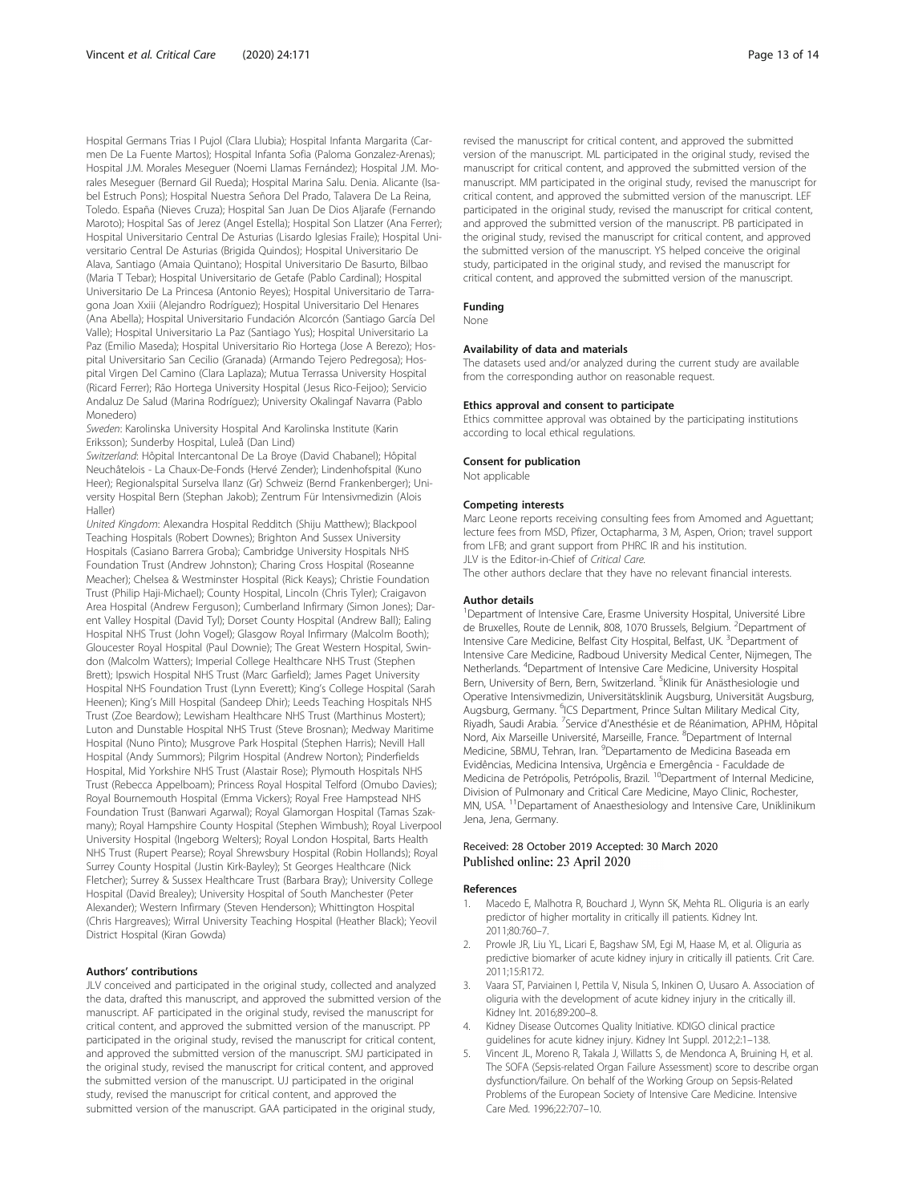Hospital Germans Trias I Pujol (Clara Llubia); Hospital Infanta Margarita (Carmen De La Fuente Martos); Hospital Infanta Sofia (Paloma Gonzalez-Arenas); Hospital J.M. Morales Meseguer (Noemi Llamas Fernández); Hospital J.M. Morales Meseguer (Bernard Gil Rueda); Hospital Marina Salu. Denia. Alicante (Isabel Estruch Pons); Hospital Nuestra Señora Del Prado, Talavera De La Reina, Toledo. España (Nieves Cruza); Hospital San Juan De Dios Aljarafe (Fernando Maroto); Hospital Sas of Jerez (Angel Estella); Hospital Son Llatzer (Ana Ferrer); Hospital Universitario Central De Asturias (Lisardo Iglesias Fraile); Hospital Universitario Central De Asturias (Brigida Quindos); Hospital Universitario De Alava, Santiago (Amaia Quintano); Hospital Universitario De Basurto, Bilbao (Maria T Tebar); Hospital Universitario de Getafe (Pablo Cardinal); Hospital Universitario De La Princesa (Antonio Reyes); Hospital Universitario de Tarragona Joan Xxiii (Alejandro Rodríguez); Hospital Universitario Del Henares (Ana Abella); Hospital Universitario Fundación Alcorcón (Santiago García Del Valle); Hospital Universitario La Paz (Santiago Yus); Hospital Universitario La Paz (Emilio Maseda); Hospital Universitario Rio Hortega (Jose A Berezo); Hospital Universitario San Cecilio (Granada) (Armando Tejero Pedregosa); Hospital Virgen Del Camino (Clara Laplaza); Mutua Terrassa University Hospital (Ricard Ferrer); Rão Hortega University Hospital (Jesus Rico-Feijoo); Servicio Andaluz De Salud (Marina Rodríguez); University Okalingaf Navarra (Pablo Monedero)

*Sweden*: Karolinska University Hospital And Karolinska Institute (Karin Eriksson); Sunderby Hospital, Luleå (Dan Lind)

*Switzerland*: Hôpital Intercantonal De La Broye (David Chabanel); Hôpital Neuchâtelois - La Chaux-De-Fonds (Hervé Zender); Lindenhofspital (Kuno Heer); Regionalspital Surselva Ilanz (Gr) Schweiz (Bernd Frankenberger); University Hospital Bern (Stephan Jakob); Zentrum Für Intensivmedizin (Alois Haller)

*United Kingdom*: Alexandra Hospital Redditch (Shiju Matthew); Blackpool Teaching Hospitals (Robert Downes); Brighton And Sussex University Hospitals (Casiano Barrera Groba); Cambridge University Hospitals NHS Foundation Trust (Andrew Johnston); Charing Cross Hospital (Roseanne Meacher); Chelsea & Westminster Hospital (Rick Keays); Christie Foundation Trust (Philip Haji-Michael); County Hospital, Lincoln (Chris Tyler); Craigavon Area Hospital (Andrew Ferguson); Cumberland Infirmary (Simon Jones); Darent Valley Hospital (David Tyl); Dorset County Hospital (Andrew Ball); Ealing Hospital NHS Trust (John Vogel); Glasgow Royal Infirmary (Malcolm Booth); Gloucester Royal Hospital (Paul Downie); The Great Western Hospital, Swindon (Malcolm Watters); Imperial College Healthcare NHS Trust (Stephen Brett); Ipswich Hospital NHS Trust (Marc Garfield); James Paget University Hospital NHS Foundation Trust (Lynn Everett); King's College Hospital (Sarah Heenen); King's Mill Hospital (Sandeep Dhir); Leeds Teaching Hospitals NHS Trust (Zoe Beardow); Lewisham Healthcare NHS Trust (Marthinus Mostert); Luton and Dunstable Hospital NHS Trust (Steve Brosnan); Medway Maritime Hospital (Nuno Pinto); Musgrove Park Hospital (Stephen Harris); Nevill Hall Hospital (Andy Summors); Pilgrim Hospital (Andrew Norton); Pinderfields Hospital, Mid Yorkshire NHS Trust (Alastair Rose); Plymouth Hospitals NHS Trust (Rebecca Appelboam); Princess Royal Hospital Telford (Omubo Davies); Royal Bournemouth Hospital (Emma Vickers); Royal Free Hampstead NHS Foundation Trust (Banwari Agarwal); Royal Glamorgan Hospital (Tamas Szakmany); Royal Hampshire County Hospital (Stephen Wimbush); Royal Liverpool University Hospital (Ingeborg Welters); Royal London Hospital, Barts Health NHS Trust (Rupert Pearse); Royal Shrewsbury Hospital (Robin Hollands); Royal Surrey County Hospital (Justin Kirk-Bayley); St Georges Healthcare (Nick Fletcher); Surrey & Sussex Healthcare Trust (Barbara Bray); University College Hospital (David Brealey); University Hospital of South Manchester (Peter Alexander); Western Infirmary (Steven Henderson); Whittington Hospital (Chris Hargreaves); Wirral University Teaching Hospital (Heather Black); Yeovil District Hospital (Kiran Gowda)

#### Authors' contributions

JLV conceived and participated in the original study, collected and analyzed the data, drafted this manuscript, and approved the submitted version of the manuscript. AF participated in the original study, revised the manuscript for critical content, and approved the submitted version of the manuscript. PP participated in the original study, revised the manuscript for critical content, and approved the submitted version of the manuscript. SMJ participated in the original study, revised the manuscript for critical content, and approved the submitted version of the manuscript. UJ participated in the original study, revised the manuscript for critical content, and approved the submitted version of the manuscript. GAA participated in the original study, revised the manuscript for critical content, and approved the submitted version of the manuscript. ML participated in the original study, revised the manuscript for critical content, and approved the submitted version of the manuscript. MM participated in the original study, revised the manuscript for critical content, and approved the submitted version of the manuscript. LEF participated in the original study, revised the manuscript for critical content, and approved the submitted version of the manuscript. PB participated in the original study, revised the manuscript for critical content, and approved the submitted version of the manuscript. YS helped conceive the original study, participated in the original study, and revised the manuscript for critical content, and approved the submitted version of the manuscript.

#### Funding

None

#### Availability of data and materials

The datasets used and/or analyzed during the current study are available from the corresponding author on reasonable request.

#### Ethics approval and consent to participate

Ethics committee approval was obtained by the participating institutions according to local ethical regulations.

#### Consent for publication

Not applicable

#### Competing interests

Marc Leone reports receiving consulting fees from Amomed and Aguettant; lecture fees from MSD, Pfizer, Octapharma, 3 M, Aspen, Orion; travel support from LFB; and grant support from PHRC IR and his institution.
JLV is the Editor-in-Chief of *Critical Care*.
The other authors declare that they have no relevant financial interests.

#### Author details

[1]Department of Intensive Care, Erasme University Hospital, Université Libre de Bruxelles, Route de Lennik, 808, 1070 Brussels, Belgium. [2]Department of Intensive Care Medicine, Belfast City Hospital, Belfast, UK. [3]Department of Intensive Care Medicine, Radboud University Medical Center, Nijmegen, The Netherlands. [4]Department of Intensive Care Medicine, University Hospital Bern, University of Bern, Bern, Switzerland. [5]Klinik für Anästhesiologie und Operative Intensivmedizin, Universitätsklinik Augsburg, Universität Augsburg, Augsburg, Germany. [6]ICS Department, Prince Sultan Military Medical City, Riyadh, Saudi Arabia. [7]Service d'Anesthésie et de Réanimation, APHM, Hôpital Nord, Aix Marseille Université, Marseille, France. [8]Department of Internal Medicine, SBMU, Tehran, Iran. [9]Departamento de Medicina Baseada em Evidências, Medicina Intensiva, Urgência e Emergência - Faculdade de Medicina de Petrópolis, Petrópolis, Brazil. [10]Department of Internal Medicine, Division of Pulmonary and Critical Care Medicine, Mayo Clinic, Rochester, MN, USA. [11]Departament of Anaesthesiology and Intensive Care, Uniklinikum Jena, Jena, Germany.

Received: 28 October 2019 Accepted: 30 March 2020
Published online: 23 April 2020

#### References

1. Macedo E, Malhotra R, Bouchard J, Wynn SK, Mehta RL. Oliguria is an early predictor of higher mortality in critically ill patients. Kidney Int. 2011;80:760–7.
2. Prowle JR, Liu YL, Licari E, Bagshaw SM, Egi M, Haase M, et al. Oliguria as predictive biomarker of acute kidney injury in critically ill patients. Crit Care. 2011;15:R172.
3. Vaara ST, Parviainen I, Pettila V, Nisula S, Inkinen O, Uusaro A. Association of oliguria with the development of acute kidney injury in the critically ill. Kidney Int. 2016;89:200–8.
4. Kidney Disease Outcomes Quality Initiative. KDIGO clinical practice guidelines for acute kidney injury. Kidney Int Suppl. 2012;2:1–138.
5. Vincent JL, Moreno R, Takala J, Willatts S, de Mendonca A, Bruining H, et al. The SOFA (Sepsis-related Organ Failure Assessment) score to describe organ dysfunction/failure. On behalf of the Working Group on Sepsis-Related Problems of the European Society of Intensive Care Medicine. Intensive Care Med. 1996;22:707–10.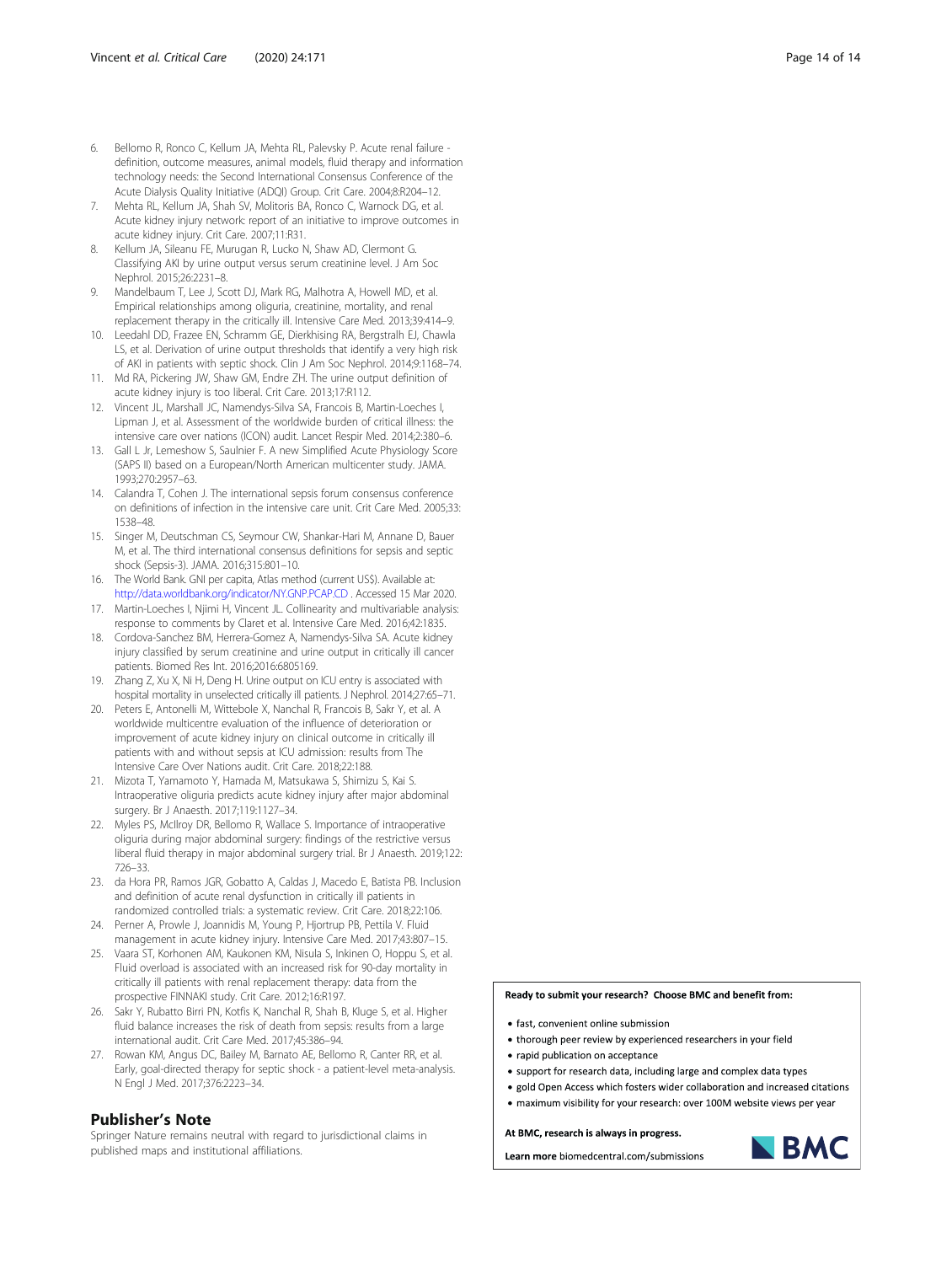6. Bellomo R, Ronco C, Kellum JA, Mehta RL, Palevsky P. Acute renal failure - definition, outcome measures, animal models, fluid therapy and information technology needs: the Second International Consensus Conference of the Acute Dialysis Quality Initiative (ADQI) Group. Crit Care. 2004;8:R204–12.
7. Mehta RL, Kellum JA, Shah SV, Molitoris BA, Ronco C, Warnock DG, et al. Acute kidney injury network: report of an initiative to improve outcomes in acute kidney injury. Crit Care. 2007;11:R31.
8. Kellum JA, Sileanu FE, Murugan R, Lucko N, Shaw AD, Clermont G. Classifying AKI by urine output versus serum creatinine level. J Am Soc Nephrol. 2015;26:2231–8.
9. Mandelbaum T, Lee J, Scott DJ, Mark RG, Malhotra A, Howell MD, et al. Empirical relationships among oliguria, creatinine, mortality, and renal replacement therapy in the critically ill. Intensive Care Med. 2013;39:414–9.
10. Leedahl DD, Frazee EN, Schramm GE, Dierkhising RA, Bergstralh EJ, Chawla LS, et al. Derivation of urine output thresholds that identify a very high risk of AKI in patients with septic shock. Clin J Am Soc Nephrol. 2014;9:1168–74.
11. Md RA, Pickering JW, Shaw GM, Endre ZH. The urine output definition of acute kidney injury is too liberal. Crit Care. 2013;17:R112.
12. Vincent JL, Marshall JC, Namendys-Silva SA, Francois B, Martin-Loeches I, Lipman J, et al. Assessment of the worldwide burden of critical illness: the intensive care over nations (ICON) audit. Lancet Respir Med. 2014;2:380–6.
13. Gall L Jr, Lemeshow S, Saulnier F. A new Simplified Acute Physiology Score (SAPS II) based on a European/North American multicenter study. JAMA. 1993;270:2957–63.
14. Calandra T, Cohen J. The international sepsis forum consensus conference on definitions of infection in the intensive care unit. Crit Care Med. 2005;33: 1538–48.
15. Singer M, Deutschman CS, Seymour CW, Shankar-Hari M, Annane D, Bauer M, et al. The third international consensus definitions for sepsis and septic shock (Sepsis-3). JAMA. 2016;315:801–10.
16. The World Bank. GNI per capita, Atlas method (current US$). Available at: http://data.worldbank.org/indicator/NY.GNP.PCAP.CD . Accessed 15 Mar 2020.
17. Martin-Loeches I, Njimi H, Vincent JL. Collinearity and multivariable analysis: response to comments by Claret et al. Intensive Care Med. 2016;42:1835.
18. Cordova-Sanchez BM, Herrera-Gomez A, Namendys-Silva SA. Acute kidney injury classified by serum creatinine and urine output in critically ill cancer patients. Biomed Res Int. 2016;2016:6805169.
19. Zhang Z, Xu X, Ni H, Deng H. Urine output on ICU entry is associated with hospital mortality in unselected critically ill patients. J Nephrol. 2014;27:65–71.
20. Peters E, Antonelli M, Wittebole X, Nanchal R, Francois B, Sakr Y, et al. A worldwide multicentre evaluation of the influence of deterioration or improvement of acute kidney injury on clinical outcome in critically ill patients with and without sepsis at ICU admission: results from The Intensive Care Over Nations audit. Crit Care. 2018;22:188.
21. Mizota T, Yamamoto Y, Hamada M, Matsukawa S, Shimizu S, Kai S. Intraoperative oliguria predicts acute kidney injury after major abdominal surgery. Br J Anaesth. 2017;119:1127–34.
22. Myles PS, McIlroy DR, Bellomo R, Wallace S. Importance of intraoperative oliguria during major abdominal surgery: findings of the restrictive versus liberal fluid therapy in major abdominal surgery trial. Br J Anaesth. 2019;122: 726–33.
23. da Hora PR, Ramos JGR, Gobatto A, Caldas J, Macedo E, Batista PB. Inclusion and definition of acute renal dysfunction in critically ill patients in randomized controlled trials: a systematic review. Crit Care. 2018;22:106.
24. Perner A, Prowle J, Joannidis M, Young P, Hjortrup PB, Pettila V. Fluid management in acute kidney injury. Intensive Care Med. 2017;43:807–15.
25. Vaara ST, Korhonen AM, Kaukonen KM, Nisula S, Inkinen O, Hoppu S, et al. Fluid overload is associated with an increased risk for 90-day mortality in critically ill patients with renal replacement therapy: data from the prospective FINNAKI study. Crit Care. 2012;16:R197.
26. Sakr Y, Rubatto Birri PN, Kotfis K, Nanchal R, Shah B, Kluge S, et al. Higher fluid balance increases the risk of death from sepsis: results from a large international audit. Crit Care Med. 2017;45:386–94.
27. Rowan KM, Angus DC, Bailey M, Barnato AE, Bellomo R, Canter RR, et al. Early, goal-directed therapy for septic shock - a patient-level meta-analysis. N Engl J Med. 2017;376:2223–34.

## Publisher's Note

Springer Nature remains neutral with regard to jurisdictional claims in published maps and institutional affiliations.

**Ready to submit your research? Choose BMC and benefit from:**

- fast, convenient online submission
- thorough peer review by experienced researchers in your field
- rapid publication on acceptance
- support for research data, including large and complex data types
- gold Open Access which fosters wider collaboration and increased citations
- maximum visibility for your research: over 100M website views per year

**At BMC, research is always in progress.**

**Learn more** biomedcentral.com/submissions

BMC